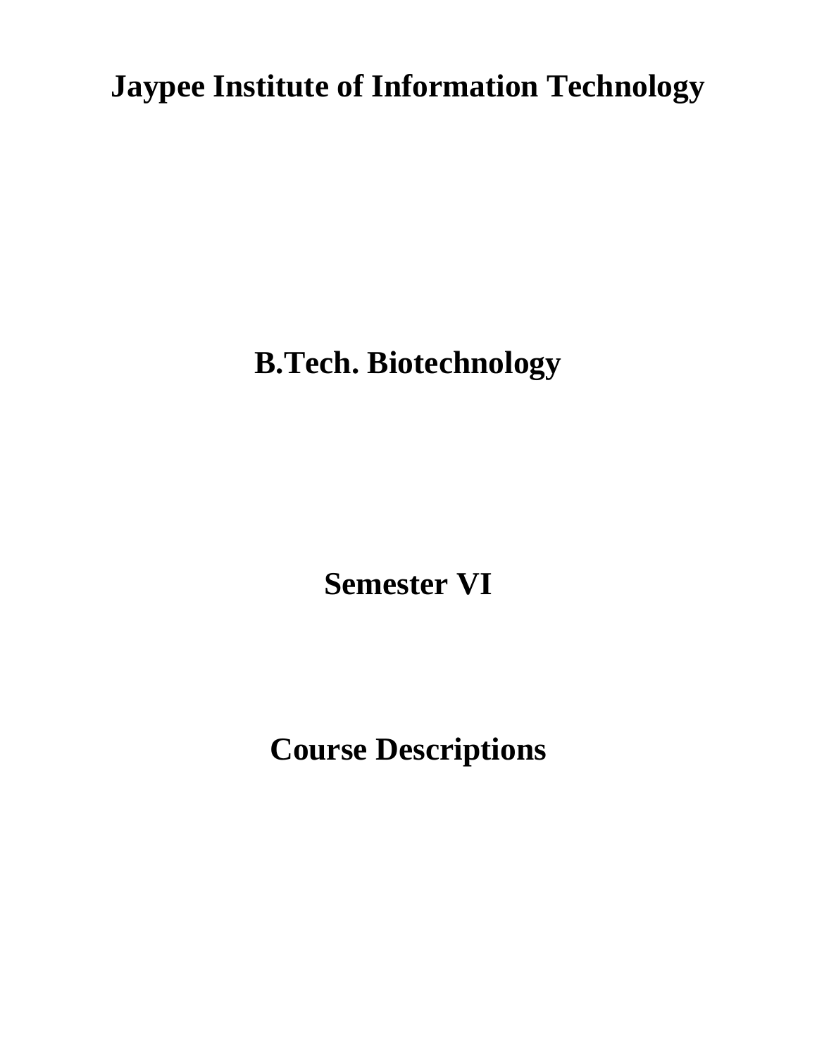# Jaypee Institute of Information Technology

## B.Tech. Biotechnology

## Semester VI

## Course Descriptions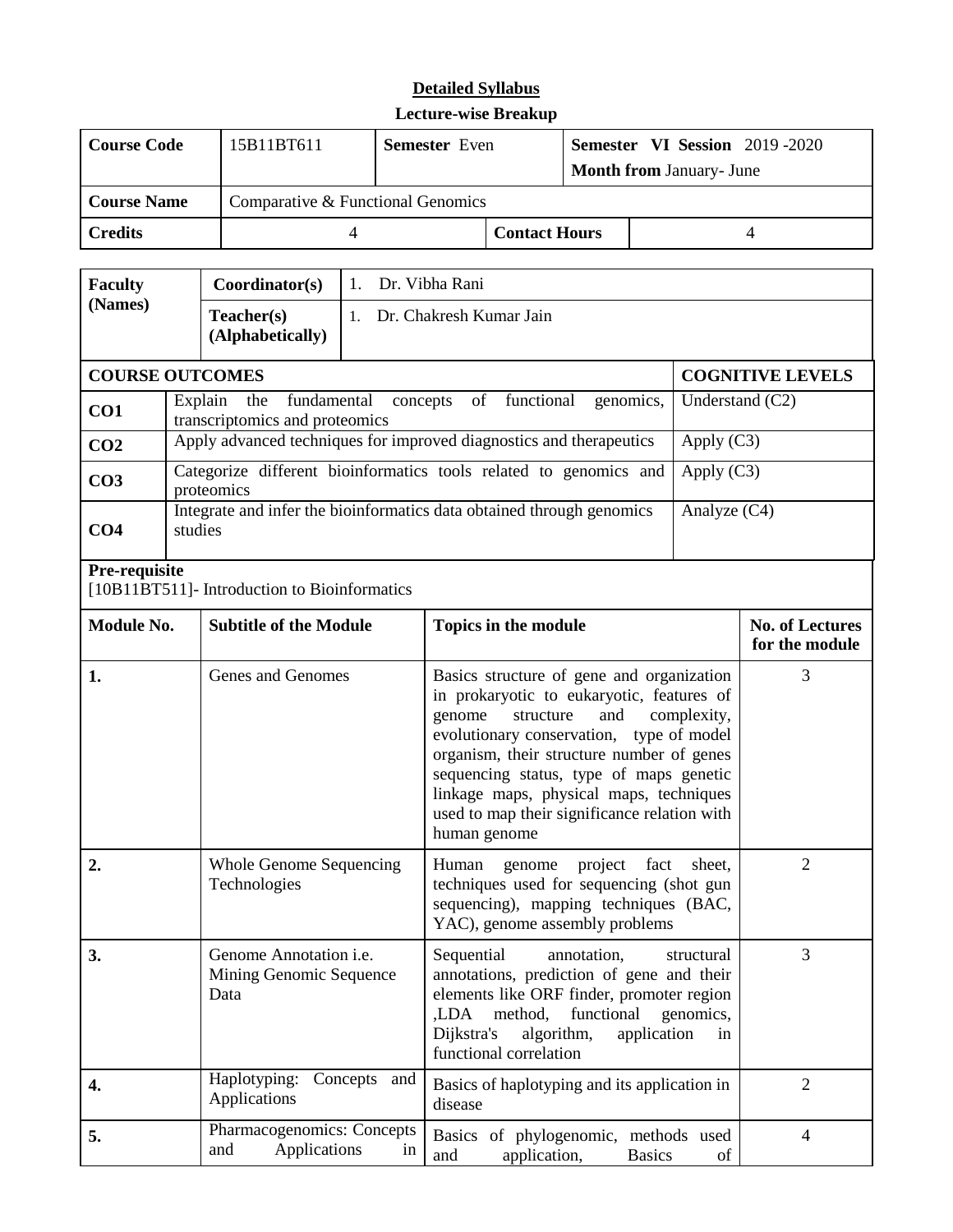## Detailed Syllabus

### Lecture-wise Breakup

| **Course Code** | 15B11BT611 | **Semester** Even | **Semester VI Session** 2019 -2020 **Month from** January- June |
|---|---|---|---|
| **Course Name** | Comparative & Functional Genomics | | |
| **Credits** | 4 | **Contact Hours** | 4 |

| **Faculty (Names)** | **Coordinator(s)** | 1. Dr. Vibha Rani |
|---|---|---|
| | **Teacher(s) (Alphabetically)** | 1. Dr. Chakresh Kumar Jain |

| **COURSE OUTCOMES** | | **COGNITIVE LEVELS** |
|---|---|---|
| **CO1** | Explain the fundamental concepts of functional genomics, transcriptomics and proteomics | Understand (C2) |
| **CO2** | Apply advanced techniques for improved diagnostics and therapeutics | Apply (C3) |
| **CO3** | Categorize different bioinformatics tools related to genomics and proteomics | Apply (C3) |
| **CO4** | Integrate and infer the bioinformatics data obtained through genomics studies | Analyze (C4) |

**Pre-requisite**
[10B11BT511]- Introduction to Bioinformatics

| **Module No.** | **Subtitle of the Module** | **Topics in the module** | **No. of Lectures for the module** |
|---|---|---|---|
| **1.** | Genes and Genomes | Basics structure of gene and organization in prokaryotic to eukaryotic, features of genome structure and complexity, evolutionary conservation, type of model organism, their structure number of genes sequencing status, type of maps genetic linkage maps, physical maps, techniques used to map their significance relation with human genome | 3 |
| **2.** | Whole Genome Sequencing Technologies | Human genome project fact sheet, techniques used for sequencing (shot gun sequencing), mapping techniques (BAC, YAC), genome assembly problems | 2 |
| **3.** | Genome Annotation i.e. Mining Genomic Sequence Data | Sequential annotation, structural annotations, prediction of gene and their elements like ORF finder, promoter region ,LDA method, functional genomics, Dijkstra's algorithm, application in functional correlation | 3 |
| **4.** | Haplotyping: Concepts and Applications | Basics of haplotyping and its application in disease | 2 |
| **5.** | Pharmacogenomics: Concepts and Applications in | Basics of phylogenomic, methods used and application, Basics of | 4 |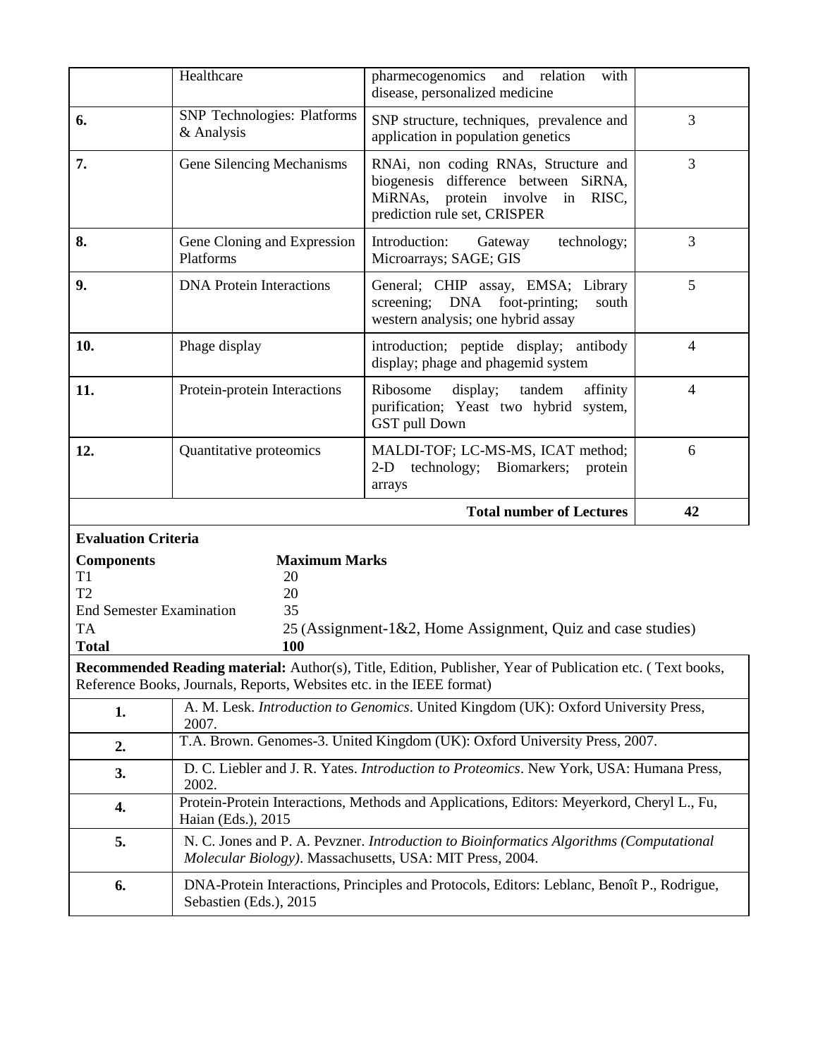| | | | |
|---|---|---|---|
| | Healthcare | pharmecogenomics and relation with disease, personalized medicine | |
| **6.** | SNP Technologies: Platforms & Analysis | SNP structure, techniques, prevalence and application in population genetics | 3 |
| **7.** | Gene Silencing Mechanisms | RNAi, non coding RNAs, Structure and biogenesis difference between SiRNA, MiRNAs, protein involve in RISC, prediction rule set, CRISPER | 3 |
| **8.** | Gene Cloning and Expression Platforms | Introduction: Gateway technology; Microarrays; SAGE; GIS | 3 |
| **9.** | DNA Protein Interactions | General; CHIP assay, EMSA; Library screening; DNA foot-printing; south western analysis; one hybrid assay | 5 |
| **10.** | Phage display | introduction; peptide display; antibody display; phage and phagemid system | 4 |
| **11.** | Protein-protein Interactions | Ribosome display; tandem affinity purification; Yeast two hybrid system, GST pull Down | 4 |
| **12.** | Quantitative proteomics | MALDI-TOF; LC-MS-MS, ICAT method; 2-D technology; Biomarkers; protein arrays | 6 |
| | | **Total number of Lectures** | **42** |

**Evaluation Criteria**

| **Components** | **Maximum Marks** |
|---|---|
| T1 | 20 |
| T2 | 20 |
| End Semester Examination | 35 |
| TA | 25 (Assignment-1&2, Home Assignment, Quiz and case studies) |
| **Total** | **100** |

**Recommended Reading material:** Author(s), Title, Edition, Publisher, Year of Publication etc. ( Text books, Reference Books, Journals, Reports, Websites etc. in the IEEE format)

| | |
|---|---|
| **1.** | A. M. Lesk. *Introduction to Genomics*. United Kingdom (UK): Oxford University Press, 2007. |
| **2.** | T.A. Brown. Genomes-3. United Kingdom (UK): Oxford University Press, 2007. |
| **3.** | D. C. Liebler and J. R. Yates. *Introduction to Proteomics*. New York, USA: Humana Press, 2002. |
| **4.** | Protein-Protein Interactions, Methods and Applications, Editors: Meyerkord, Cheryl L., Fu, Haian (Eds.), 2015 |
| **5.** | N. C. Jones and P. A. Pevzner. *Introduction to Bioinformatics Algorithms (Computational Molecular Biology)*. Massachusetts, USA: MIT Press, 2004. |
| **6.** | DNA-Protein Interactions, Principles and Protocols, Editors: Leblanc, Benoît P., Rodrigue, Sebastien (Eds.), 2015 |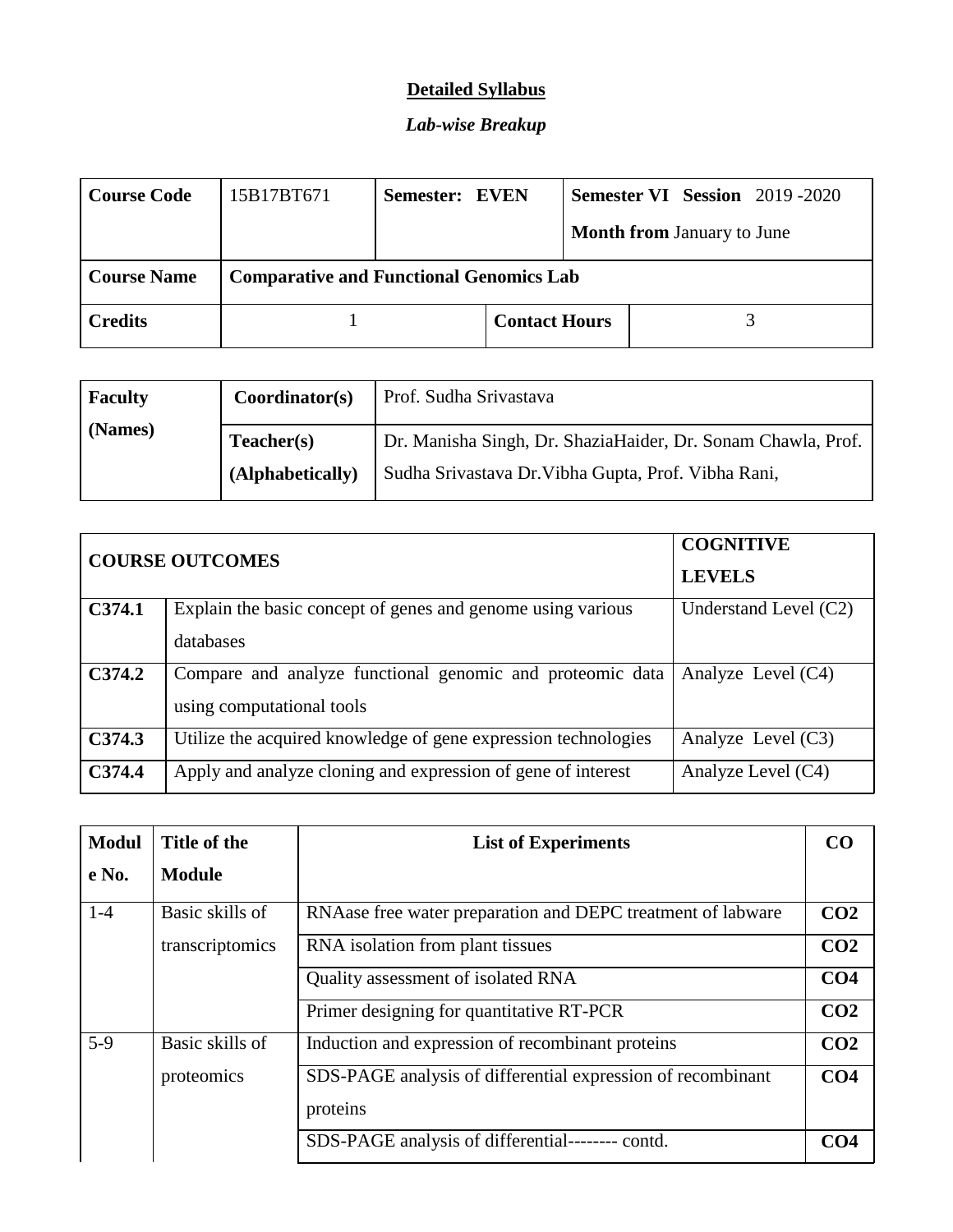**Detailed Syllabus**

***Lab-wise Breakup***

| **Course Code** | 15B17BT671 | **Semester: EVEN** | | **Semester VI Session** 2019 -2020<br>**Month from** January to June |
|---|---|---|---|---|
| **Course Name** | **Comparative and Functional Genomics Lab** | | | |
| **Credits** | 1 | | **Contact Hours** | 3 |

| **Faculty (Names)** | **Coordinator(s)** | Prof. Sudha Srivastava |
|---|---|---|
| | **Teacher(s) (Alphabetically)** | Dr. Manisha Singh, Dr. ShaziaHaider, Dr. Sonam Chawla, Prof. Sudha Srivastava Dr.Vibha Gupta, Prof. Vibha Rani, |

| **COURSE OUTCOMES** | | **COGNITIVE LEVELS** |
|---|---|---|
| **C374.1** | Explain the basic concept of genes and genome using various databases | Understand Level (C2) |
| **C374.2** | Compare and analyze functional genomic and proteomic data using computational tools | Analyze Level (C4) |
| **C374.3** | Utilize the acquired knowledge of gene expression technologies | Analyze Level (C3) |
| **C374.4** | Apply and analyze cloning and expression of gene of interest | Analyze Level (C4) |

| **Module No.** | **Title of the Module** | **List of Experiments** | **CO** |
|---|---|---|---|
| 1-4 | Basic skills of transcriptomics | RNAase free water preparation and DEPC treatment of labware | **CO2** |
| | | RNA isolation from plant tissues | **CO2** |
| | | Quality assessment of isolated RNA | **CO4** |
| | | Primer designing for quantitative RT-PCR | **CO2** |
| 5-9 | Basic skills of proteomics | Induction and expression of recombinant proteins | **CO2** |
| | | SDS-PAGE analysis of differential expression of recombinant proteins | **CO4** |
| | | SDS-PAGE analysis of differential-------- contd. | **CO4** |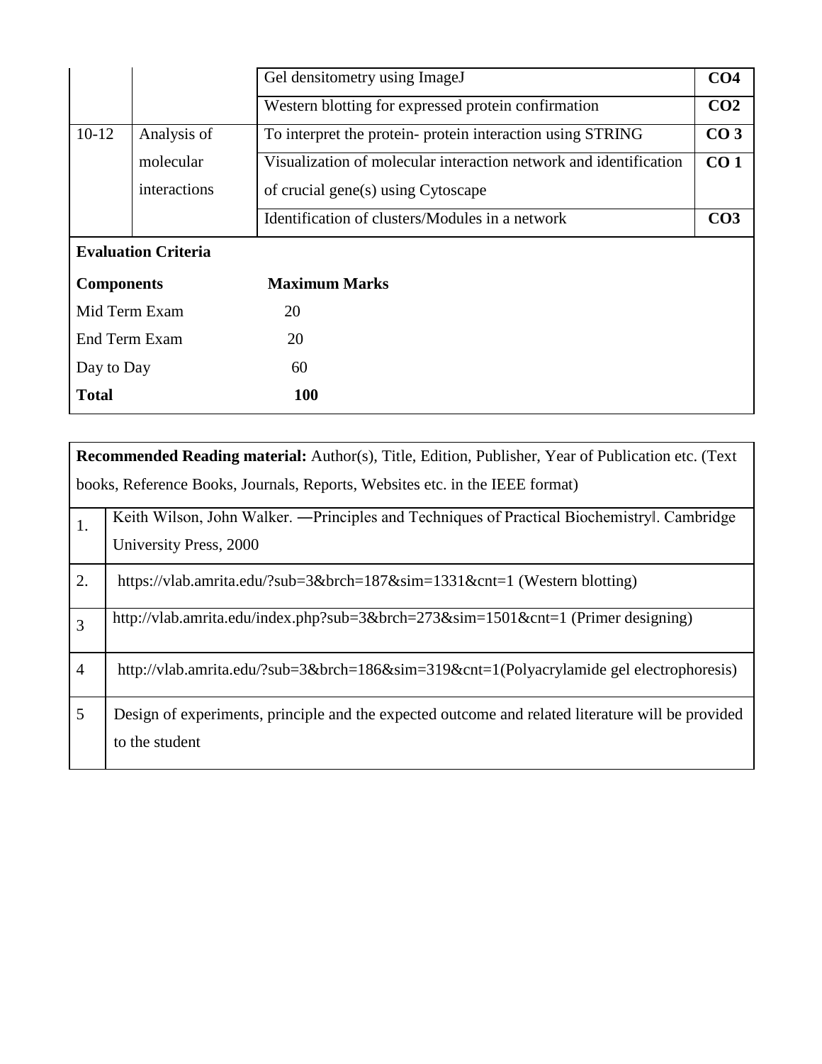| | | | |
|---|---|---|---|
| | | Gel densitometry using ImageJ | **CO4** |
| | | Western blotting for expressed protein confirmation | **CO2** |
| 10-12 | Analysis of molecular interactions | To interpret the protein- protein interaction using STRING | **CO 3** |
| | | Visualization of molecular interaction network and identification of crucial gene(s) using Cytoscape | **CO 1** |
| | | Identification of clusters/Modules in a network | **CO3** |

**Evaluation Criteria**

| **Components** | **Maximum Marks** |
|---|---|
| Mid Term Exam | 20 |
| End Term Exam | 20 |
| Day to Day | 60 |
| **Total** | **100** |

**Recommended Reading material:** Author(s), Title, Edition, Publisher, Year of Publication etc. (Text books, Reference Books, Journals, Reports, Websites etc. in the IEEE format)

| | |
|---|---|
| 1. | Keith Wilson, John Walker. ―Principles and Techniques of Practical Biochemistry‖. Cambridge University Press, 2000 |
| 2. | https://vlab.amrita.edu/?sub=3&brch=187&sim=1331&cnt=1 (Western blotting) |
| 3 | http://vlab.amrita.edu/index.php?sub=3&brch=273&sim=1501&cnt=1 (Primer designing) |
| 4 | http://vlab.amrita.edu/?sub=3&brch=186&sim=319&cnt=1(Polyacrylamide gel electrophoresis) |
| 5 | Design of experiments, principle and the expected outcome and related literature will be provided to the student |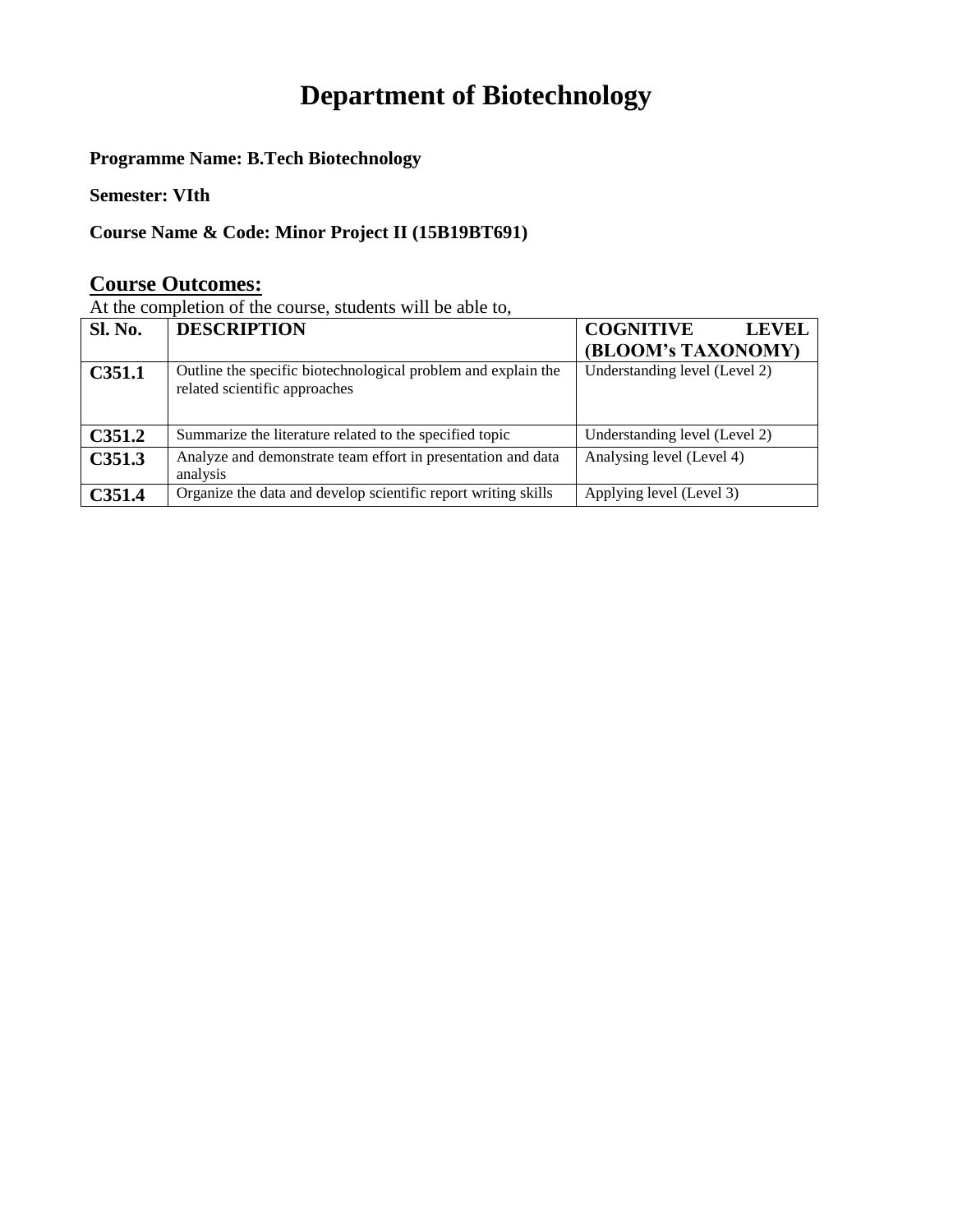# Department of Biotechnology

**Programme Name: B.Tech Biotechnology**

**Semester: VIth**

**Course Name & Code: Minor Project II (15B19BT691)**

## Course Outcomes:

At the completion of the course, students will be able to,

| Sl. No. | DESCRIPTION | COGNITIVE LEVEL (BLOOM's TAXONOMY) |
|---|---|---|
| **C351.1** | Outline the specific biotechnological problem and explain the related scientific approaches | Understanding level (Level 2) |
| **C351.2** | Summarize the literature related to the specified topic | Understanding level (Level 2) |
| **C351.3** | Analyze and demonstrate team effort in presentation and data analysis | Analysing level (Level 4) |
| **C351.4** | Organize the data and develop scientific report writing skills | Applying level (Level 3) |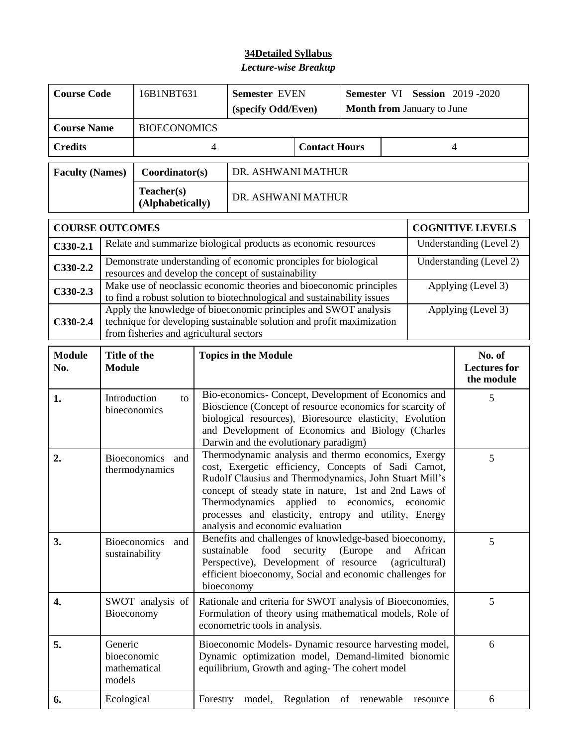## 34Detailed Syllabus

*Lecture-wise Breakup*

| Course Code | 16B1NBT631 | Semester EVEN (specify Odd/Even) | | Semester VI Session 2019 -2020 Month from January to June |
|---|---|---|---|---|
| Course Name | BIOECONOMICS | | | |
| Credits | 4 | Contact Hours | | 4 |

| Faculty (Names) | Coordinator(s) | DR. ASHWANI MATHUR |
|---|---|---|
| | Teacher(s) (Alphabetically) | DR. ASHWANI MATHUR |

| COURSE OUTCOMES | | COGNITIVE LEVELS |
|---|---|---|
| C330-2.1 | Relate and summarize biological products as economic resources | Understanding (Level 2) |
| C330-2.2 | Demonstrate understanding of economic pronciples for biological resources and develop the concept of sustainability | Understanding (Level 2) |
| C330-2.3 | Make use of neoclassic economic theories and bioeconomic principles to find a robust solution to biotechnological and sustainability issues | Applying (Level 3) |
| C330-2.4 | Apply the knowledge of bioeconomic principles and SWOT analysis technique for developing sustainable solution and profit maximization from fisheries and agricultural sectors | Applying (Level 3) |

| Module No. | Title of the Module | Topics in the Module | No. of Lectures for the module |
|---|---|---|---|
| 1. | Introduction to bioeconomics | Bio-economics- Concept, Development of Economics and Bioscience (Concept of resource economics for scarcity of biological resources), Bioresource elasticity, Evolution and Development of Economics and Biology (Charles Darwin and the evolutionary paradigm) | 5 |
| 2. | Bioeconomics and thermodynamics | Thermodynamic analysis and thermo economics, Exergy cost, Exergetic efficiency, Concepts of Sadi Carnot, Rudolf Clausius and Thermodynamics, John Stuart Mill's concept of steady state in nature, 1st and 2nd Laws of Thermodynamics applied to economics, economic processes and elasticity, entropy and utility, Energy analysis and economic evaluation | 5 |
| 3. | Bioeconomics and sustainability | Benefits and challenges of knowledge-based bioeconomy, sustainable food security (Europe and African Perspective), Development of resource (agricultural) efficient bioeconomy, Social and economic challenges for bioeconomy | 5 |
| 4. | SWOT analysis of Bioeconomy | Rationale and criteria for SWOT analysis of Bioeconomies, Formulation of theory using mathematical models, Role of econometric tools in analysis. | 5 |
| 5. | Generic bioeconomic mathematical models | Bioeconomic Models- Dynamic resource harvesting model, Dynamic optimization model, Demand-limited bionomic equilibrium, Growth and aging- The cohert model | 6 |
| 6. | Ecological | Forestry model, Regulation of renewable resource | 6 |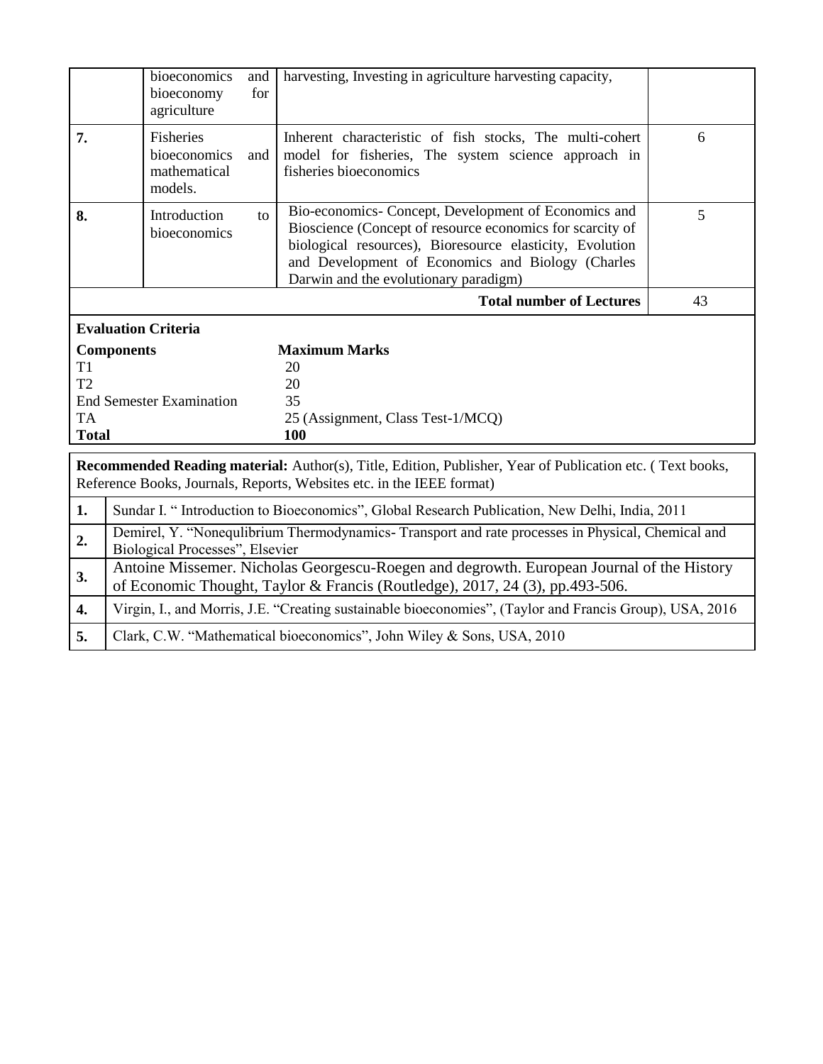| | | | |
|---|---|---|---|
| | bioeconomics and bioeconomy for agriculture | harvesting, Investing in agriculture harvesting capacity, | |
| **7.** | Fisheries bioeconomics and mathematical models. | Inherent characteristic of fish stocks, The multi-cohert model for fisheries, The system science approach in fisheries bioeconomics | 6 |
| **8.** | Introduction to bioeconomics | Bio-economics- Concept, Development of Economics and Bioscience (Concept of resource economics for scarcity of biological resources), Bioresource elasticity, Evolution and Development of Economics and Biology (Charles Darwin and the evolutionary paradigm) | 5 |
| | | **Total number of Lectures** | 43 |

**Evaluation Criteria**

| **Components** | **Maximum Marks** |
|---|---|
| T1 | 20 |
| T2 | 20 |
| End Semester Examination | 35 |
| TA | 25 (Assignment, Class Test-1/MCQ) |
| **Total** | **100** |

**Recommended Reading material:** Author(s), Title, Edition, Publisher, Year of Publication etc. ( Text books, Reference Books, Journals, Reports, Websites etc. in the IEEE format)

| | |
|---|---|
| **1.** | Sundar I. " Introduction to Bioeconomics", Global Research Publication, New Delhi, India, 2011 |
| **2.** | Demirel, Y. "Nonequlibrium Thermodynamics- Transport and rate processes in Physical, Chemical and Biological Processes", Elsevier |
| **3.** | Antoine Missemer. Nicholas Georgescu-Roegen and degrowth. European Journal of the History of Economic Thought, Taylor & Francis (Routledge), 2017, 24 (3), pp.493-506. |
| **4.** | Virgin, I., and Morris, J.E. "Creating sustainable bioeconomies", (Taylor and Francis Group), USA, 2016 |
| **5.** | Clark, C.W. "Mathematical bioeconomics", John Wiley & Sons, USA, 2010 |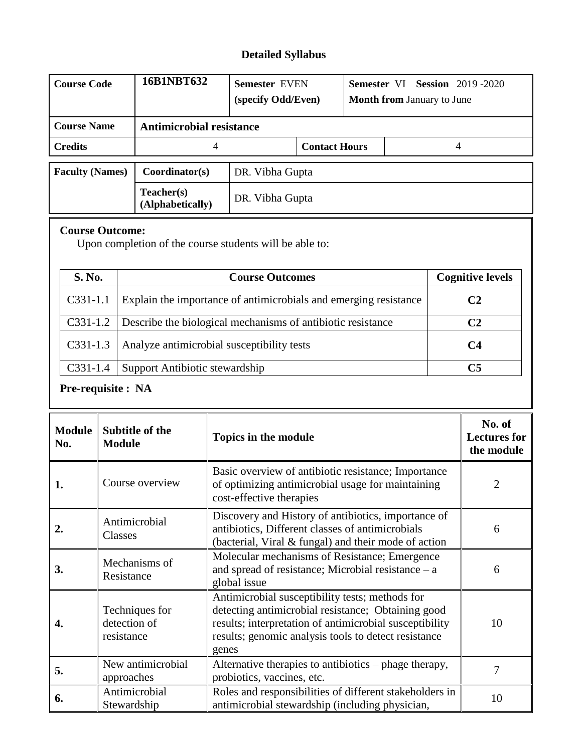## Detailed Syllabus

| **Course Code** | **16B1NBT632** | **Semester** EVEN **(specify Odd/Even)** | **Semester** VI **Session** 2019 -2020 **Month from** January to June |
|---|---|---|---|
| **Course Name** | **Antimicrobial resistance** | | |
| **Credits** | 4 | **Contact Hours** | 4 |

| **Faculty (Names)** | **Coordinator(s)** | DR. Vibha Gupta |
|---|---|---|
| | **Teacher(s) (Alphabetically)** | DR. Vibha Gupta |

**Course Outcome:**

Upon completion of the course students will be able to:

| **S. No.** | **Course Outcomes** | **Cognitive levels** |
|---|---|---|
| C331-1.1 | Explain the importance of antimicrobials and emerging resistance | **C2** |
| C331-1.2 | Describe the biological mechanisms of antibiotic resistance | **C2** |
| C331-1.3 | Analyze antimicrobial susceptibility tests | **C4** |
| C331-1.4 | Support Antibiotic stewardship | **C5** |

**Pre-requisite : NA**

| **Module No.** | **Subtitle of the Module** | **Topics in the module** | **No. of Lectures for the module** |
|---|---|---|---|
| **1.** | Course overview | Basic overview of antibiotic resistance; Importance of optimizing antimicrobial usage for maintaining cost-effective therapies | 2 |
| **2.** | Antimicrobial Classes | Discovery and History of antibiotics, importance of antibiotics, Different classes of antimicrobials (bacterial, Viral & fungal) and their mode of action | 6 |
| **3.** | Mechanisms of Resistance | Molecular mechanisms of Resistance; Emergence and spread of resistance; Microbial resistance – a global issue | 6 |
| **4.** | Techniques for detection of resistance | Antimicrobial susceptibility tests; methods for detecting antimicrobial resistance; Obtaining good results; interpretation of antimicrobial susceptibility results; genomic analysis tools to detect resistance genes | 10 |
| **5.** | New antimicrobial approaches | Alternative therapies to antibiotics – phage therapy, probiotics, vaccines, etc. | 7 |
| **6.** | Antimicrobial Stewardship | Roles and responsibilities of different stakeholders in antimicrobial stewardship (including physician, | 10 |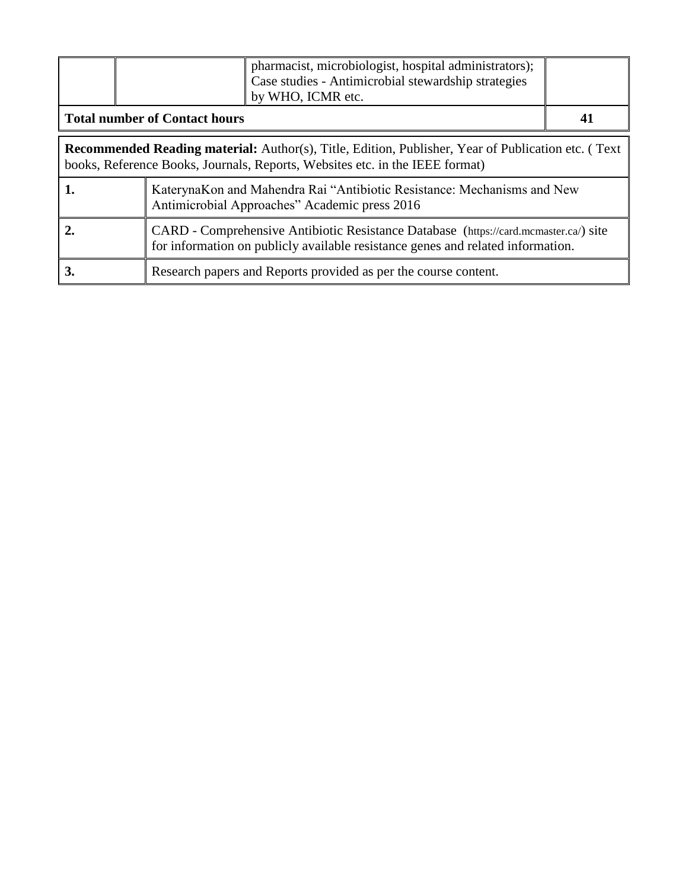|  |  | pharmacist, microbiologist, hospital administrators); Case studies - Antimicrobial stewardship strategies by WHO, ICMR etc. |  |
|---|---|---|---|
| **Total number of Contact hours** |  |  | **41** |

| **Recommended Reading material:** Author(s), Title, Edition, Publisher, Year of Publication etc. ( Text books, Reference Books, Journals, Reports, Websites etc. in the IEEE format) |  |
|---|---|
| **1.** | KaterynaKon and Mahendra Rai "Antibiotic Resistance: Mechanisms and New Antimicrobial Approaches" Academic press 2016 |
| **2.** | CARD - Comprehensive Antibiotic Resistance Database (https://card.mcmaster.ca/) site for information on publicly available resistance genes and related information. |
| **3.** | Research papers and Reports provided as per the course content. |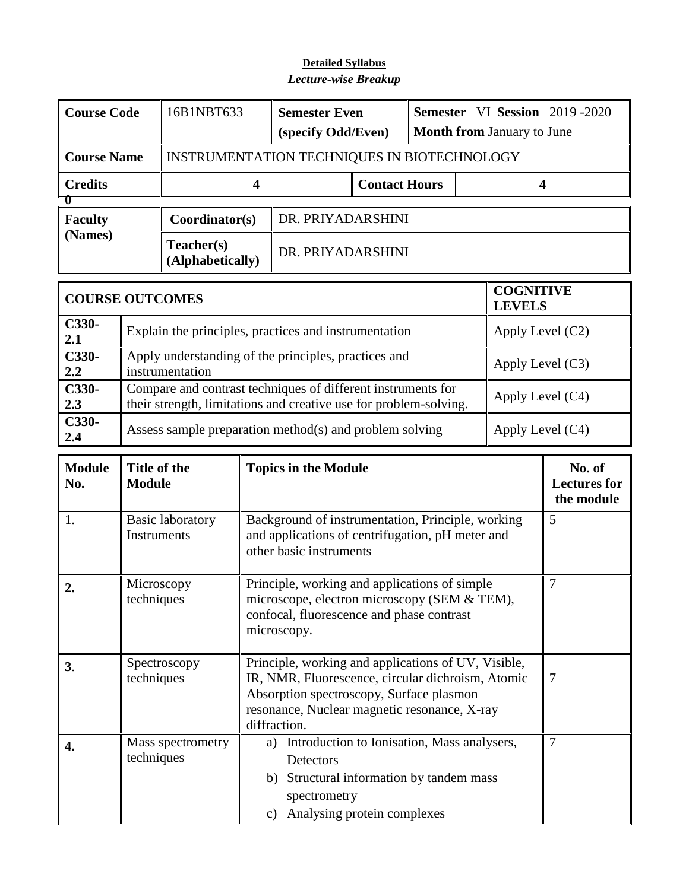**Detailed Syllabus**

***Lecture-wise Breakup***

| Course Code | 16B1NBT633 | Semester Even (specify Odd/Even) | Semester VI Session 2019 -2020 Month from January to June |
|---|---|---|---|
| Course Name | INSTRUMENTATION TECHNIQUES IN BIOTECHNOLOGY | | |
| Credits | 4 | Contact Hours | 4 |

0

| Faculty (Names) | Coordinator(s) | DR. PRIYADARSHINI |
|---|---|---|
| | Teacher(s) (Alphabetically) | DR. PRIYADARSHINI |

| COURSE OUTCOMES | | COGNITIVE LEVELS |
|---|---|---|
| C330-2.1 | Explain the principles, practices and instrumentation | Apply Level (C2) |
| C330-2.2 | Apply understanding of the principles, practices and instrumentation | Apply Level (C3) |
| C330-2.3 | Compare and contrast techniques of different instruments for their strength, limitations and creative use for problem-solving. | Apply Level (C4) |
| C330-2.4 | Assess sample preparation method(s) and problem solving | Apply Level (C4) |

| Module No. | Title of the Module | Topics in the Module | No. of Lectures for the module |
|---|---|---|---|
| 1. | Basic laboratory Instruments | Background of instrumentation, Principle, working and applications of centrifugation, pH meter and other basic instruments | 5 |
| 2. | Microscopy techniques | Principle, working and applications of simple microscope, electron microscopy (SEM & TEM), confocal, fluorescence and phase contrast microscopy. | 7 |
| 3. | Spectroscopy techniques | Principle, working and applications of UV, Visible, IR, NMR, Fluorescence, circular dichroism, Atomic Absorption spectroscopy, Surface plasmon resonance, Nuclear magnetic resonance, X-ray diffraction. | 7 |
| 4. | Mass spectrometry techniques | a) Introduction to Ionisation, Mass analysers, Detectors<br>b) Structural information by tandem mass spectrometry<br>c) Analysing protein complexes | 7 |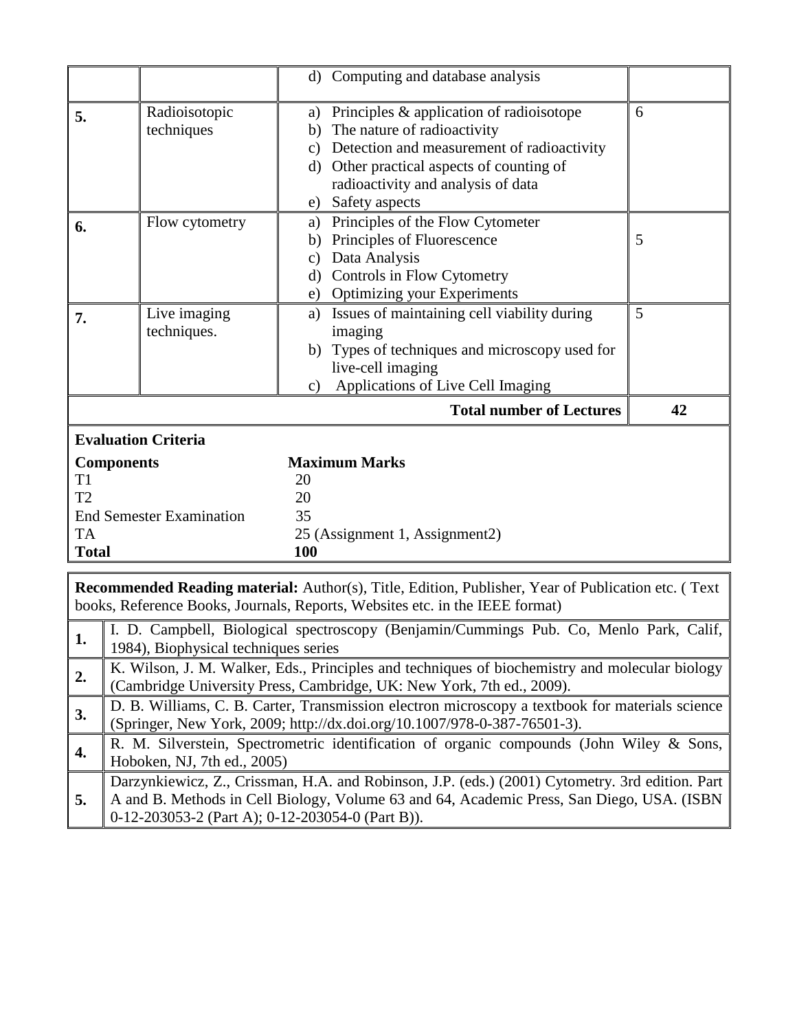|  |  | d) Computing and database analysis |  |
|---|---|---|---|
| **5.** | Radioisotopic techniques | a) Principles & application of radioisotope<br>b) The nature of radioactivity<br>c) Detection and measurement of radioactivity<br>d) Other practical aspects of counting of radioactivity and analysis of data<br>e) Safety aspects | 6 |
| **6.** | Flow cytometry | a) Principles of the Flow Cytometer<br>b) Principles of Fluorescence<br>c) Data Analysis<br>d) Controls in Flow Cytometry<br>e) Optimizing your Experiments | 5 |
| **7.** | Live imaging techniques. | a) Issues of maintaining cell viability during imaging<br>b) Types of techniques and microscopy used for live-cell imaging<br>c) Applications of Live Cell Imaging | 5 |
|  |  | **Total number of Lectures** | **42** |

**Evaluation Criteria**

| **Components** | **Maximum Marks** |
|---|---|
| T1 | 20 |
| T2 | 20 |
| End Semester Examination | 35 |
| TA | 25 (Assignment 1, Assignment2) |
| **Total** | **100** |

**Recommended Reading material:** Author(s), Title, Edition, Publisher, Year of Publication etc. ( Text books, Reference Books, Journals, Reports, Websites etc. in the IEEE format)

| | |
|---|---|
| **1.** | I. D. Campbell, Biological spectroscopy (Benjamin/Cummings Pub. Co, Menlo Park, Calif, 1984), Biophysical techniques series |
| **2.** | K. Wilson, J. M. Walker, Eds., Principles and techniques of biochemistry and molecular biology (Cambridge University Press, Cambridge, UK: New York, 7th ed., 2009). |
| **3.** | D. B. Williams, C. B. Carter, Transmission electron microscopy a textbook for materials science (Springer, New York, 2009; http://dx.doi.org/10.1007/978-0-387-76501-3). |
| **4.** | R. M. Silverstein, Spectrometric identification of organic compounds (John Wiley & Sons, Hoboken, NJ, 7th ed., 2005) |
| **5.** | Darzynkiewicz, Z., Crissman, H.A. and Robinson, J.P. (eds.) (2001) Cytometry. 3rd edition. Part A and B. Methods in Cell Biology, Volume 63 and 64, Academic Press, San Diego, USA. (ISBN 0-12-203053-2 (Part A); 0-12-203054-0 (Part B)). |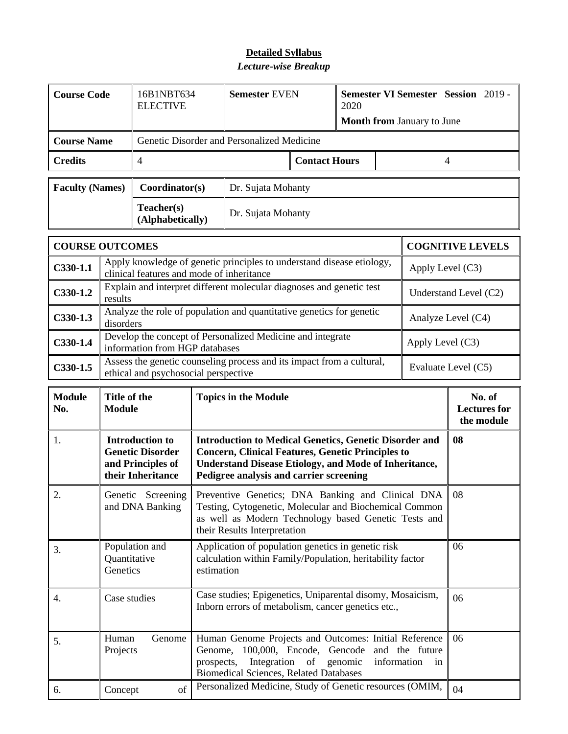# Detailed Syllabus

***Lecture-wise Breakup***

| **Course Code** | 16B1NBT634 ELECTIVE | **Semester** EVEN | **Semester VI Semester Session** 2019 - 2020 **Month from** January to June |
|---|---|---|---|
| **Course Name** | Genetic Disorder and Personalized Medicine | | |
| **Credits** | 4 | **Contact Hours** | 4 |

| **Faculty (Names)** | **Coordinator(s)** | Dr. Sujata Mohanty |
|---|---|---|
| | **Teacher(s) (Alphabetically)** | Dr. Sujata Mohanty |

| **COURSE OUTCOMES** | | **COGNITIVE LEVELS** |
|---|---|---|
| **C330-1.1** | Apply knowledge of genetic principles to understand disease etiology, clinical features and mode of inheritance | Apply Level (C3) |
| **C330-1.2** | Explain and interpret different molecular diagnoses and genetic test results | Understand Level (C2) |
| **C330-1.3** | Analyze the role of population and quantitative genetics for genetic disorders | Analyze Level (C4) |
| **C330-1.4** | Develop the concept of Personalized Medicine and integrate information from HGP databases | Apply Level (C3) |
| **C330-1.5** | Assess the genetic counseling process and its impact from a cultural, ethical and psychosocial perspective | Evaluate Level (C5) |

| **Module No.** | **Title of the Module** | **Topics in the Module** | **No. of Lectures for the module** |
|---|---|---|---|
| 1. | **Introduction to Genetic Disorder and Principles of their Inheritance** | **Introduction to Medical Genetics, Genetic Disorder and Concern, Clinical Features, Genetic Principles to Understand Disease Etiology, and Mode of Inheritance, Pedigree analysis and carrier screening** | **08** |
| 2. | Genetic Screening and DNA Banking | Preventive Genetics; DNA Banking and Clinical DNA Testing, Cytogenetic, Molecular and Biochemical Common as well as Modern Technology based Genetic Tests and their Results Interpretation | 08 |
| 3. | Population and Quantitative Genetics | Application of population genetics in genetic risk calculation within Family/Population, heritability factor estimation | 06 |
| 4. | Case studies | Case studies; Epigenetics, Uniparental disomy, Mosaicism, Inborn errors of metabolism, cancer genetics etc., | 06 |
| 5. | Human Genome Projects | Human Genome Projects and Outcomes: Initial Reference Genome, 100,000, Encode, Gencode and the future prospects, Integration of genomic information in Biomedical Sciences, Related Databases | 06 |
| 6. | Concept of | Personalized Medicine, Study of Genetic resources (OMIM, | 04 |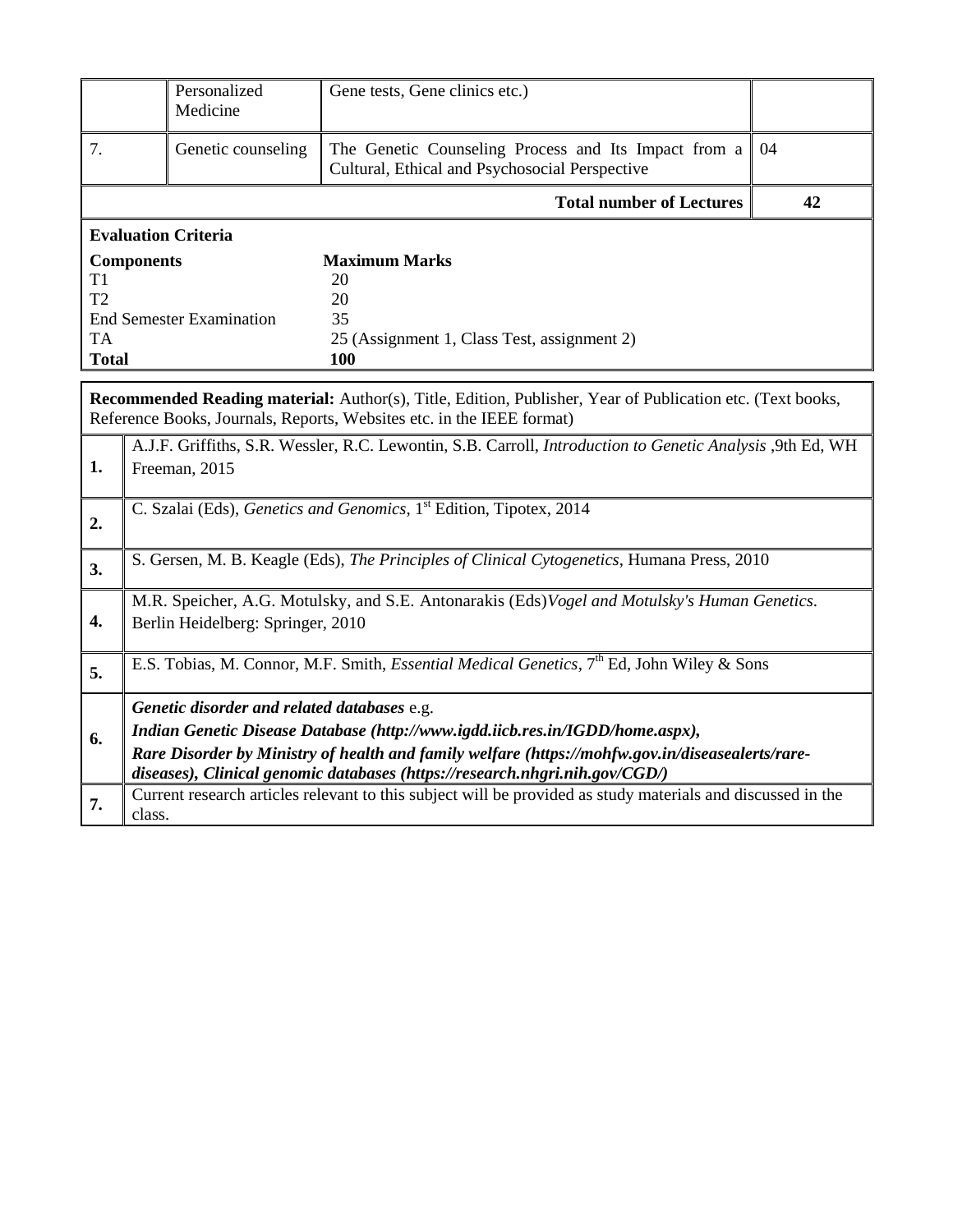|  | Personalized Medicine | Gene tests, Gene clinics etc.) |  |
|---|---|---|---|
| 7. | Genetic counseling | The Genetic Counseling Process and Its Impact from a Cultural, Ethical and Psychosocial Perspective | 04 |
| | | **Total number of Lectures** | **42** |

**Evaluation Criteria**

| **Components** | **Maximum Marks** |
|---|---|
| T1 | 20 |
| T2 | 20 |
| End Semester Examination | 35 |
| TA | 25 (Assignment 1, Class Test, assignment 2) |
| **Total** | **100** |

**Recommended Reading material:** Author(s), Title, Edition, Publisher, Year of Publication etc. (Text books, Reference Books, Journals, Reports, Websites etc. in the IEEE format)

| | |
|---|---|
| **1.** | A.J.F. Griffiths, S.R. Wessler, R.C. Lewontin, S.B. Carroll, *Introduction to Genetic Analysis* ,9th Ed, WH Freeman, 2015 |
| **2.** | C. Szalai (Eds), *Genetics and Genomics*, 1st Edition, Tipotex, 2014 |
| **3.** | S. Gersen, M. B. Keagle (Eds), *The Principles of Clinical Cytogenetics*, Humana Press, 2010 |
| **4.** | M.R. Speicher, A.G. Motulsky, and S.E. Antonarakis (Eds)*Vogel and Motulsky's Human Genetics*. Berlin Heidelberg: Springer, 2010 |
| **5.** | E.S. Tobias, M. Connor, M.F. Smith, *Essential Medical Genetics*, 7th Ed, John Wiley & Sons |
| **6.** | ***Genetic disorder and related databases*** e.g. ***Indian Genetic Disease Database (http://www.igdd.iicb.res.in/IGDD/home.aspx), Rare Disorder by Ministry of health and family welfare (https://mohfw.gov.in/diseasealerts/rare-diseases), Clinical genomic databases (https://research.nhgri.nih.gov/CGD/)*** |
| **7.** | Current research articles relevant to this subject will be provided as study materials and discussed in the class. |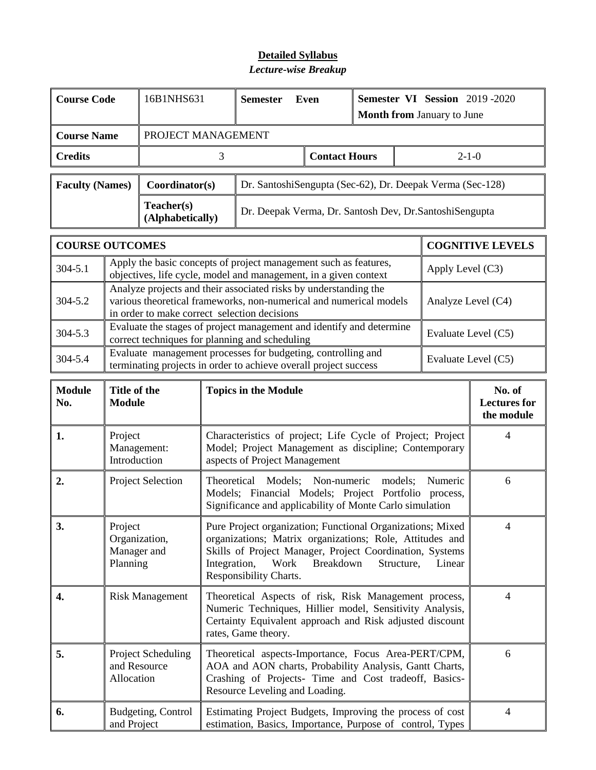## Detailed Syllabus

### *Lecture-wise Breakup*

| Course Code | 16B1NHS631 | Semester Even | | Semester VI Session 2019 -2020<br>Month from January to June |
|---|---|---|---|---|
| Course Name | PROJECT MANAGEMENT | | | |
| Credits | 3 | | Contact Hours | 2-1-0 |

| Faculty (Names) | Coordinator(s) | Dr. SantoshiSengupta (Sec-62), Dr. Deepak Verma (Sec-128) |
|---|---|---|
| | Teacher(s) (Alphabetically) | Dr. Deepak Verma, Dr. Santosh Dev, Dr.SantoshiSengupta |

| COURSE OUTCOMES | | COGNITIVE LEVELS |
|---|---|---|
| 304-5.1 | Apply the basic concepts of project management such as features, objectives, life cycle, model and management, in a given context | Apply Level (C3) |
| 304-5.2 | Analyze projects and their associated risks by understanding the various theoretical frameworks, non-numerical and numerical models in order to make correct selection decisions | Analyze Level (C4) |
| 304-5.3 | Evaluate the stages of project management and identify and determine correct techniques for planning and scheduling | Evaluate Level (C5) |
| 304-5.4 | Evaluate management processes for budgeting, controlling and terminating projects in order to achieve overall project success | Evaluate Level (C5) |

| Module No. | Title of the Module | Topics in the Module | No. of Lectures for the module |
|---|---|---|---|
| 1. | Project Management: Introduction | Characteristics of project; Life Cycle of Project; Project Model; Project Management as discipline; Contemporary aspects of Project Management | 4 |
| 2. | Project Selection | Theoretical Models; Non-numeric models; Numeric Models; Financial Models; Project Portfolio process, Significance and applicability of Monte Carlo simulation | 6 |
| 3. | Project Organization, Manager and Planning | Pure Project organization; Functional Organizations; Mixed organizations; Matrix organizations; Role, Attitudes and Skills of Project Manager, Project Coordination, Systems Integration, Work Breakdown Structure, Linear Responsibility Charts. | 4 |
| 4. | Risk Management | Theoretical Aspects of risk, Risk Management process, Numeric Techniques, Hillier model, Sensitivity Analysis, Certainty Equivalent approach and Risk adjusted discount rates, Game theory. | 4 |
| 5. | Project Scheduling and Resource Allocation | Theoretical aspects-Importance, Focus Area-PERT/CPM, AOA and AON charts, Probability Analysis, Gantt Charts, Crashing of Projects- Time and Cost tradeoff, Basics-Resource Leveling and Loading. | 6 |
| 6. | Budgeting, Control and Project | Estimating Project Budgets, Improving the process of cost estimation, Basics, Importance, Purpose of control, Types | 4 |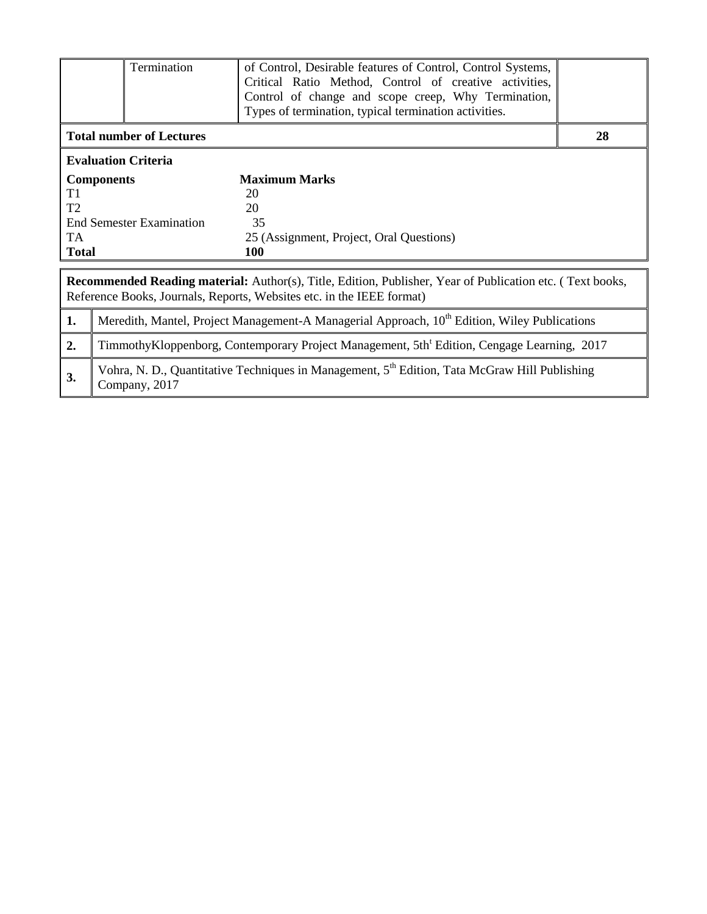| | Termination | of Control, Desirable features of Control, Control Systems, Critical Ratio Method, Control of creative activities, Control of change and scope creep, Why Termination, Types of termination, typical termination activities. | |
|---|---|---|---|
| **Total number of Lectures** | | | **28** |

**Evaluation Criteria**

| **Components** | **Maximum Marks** |
|---|---|
| T1 | 20 |
| T2 | 20 |
| End Semester Examination | 35 |
| TA | 25 (Assignment, Project, Oral Questions) |
| **Total** | **100** |

**Recommended Reading material:** Author(s), Title, Edition, Publisher, Year of Publication etc. ( Text books, Reference Books, Journals, Reports, Websites etc. in the IEEE format)

| | |
|---|---|
| **1.** | Meredith, Mantel, Project Management-A Managerial Approach, 10th Edition, Wiley Publications |
| **2.** | TimmothyKloppenborg, Contemporary Project Management, 5th Edition, Cengage Learning, 2017 |
| **3.** | Vohra, N. D., Quantitative Techniques in Management, 5th Edition, Tata McGraw Hill Publishing Company, 2017 |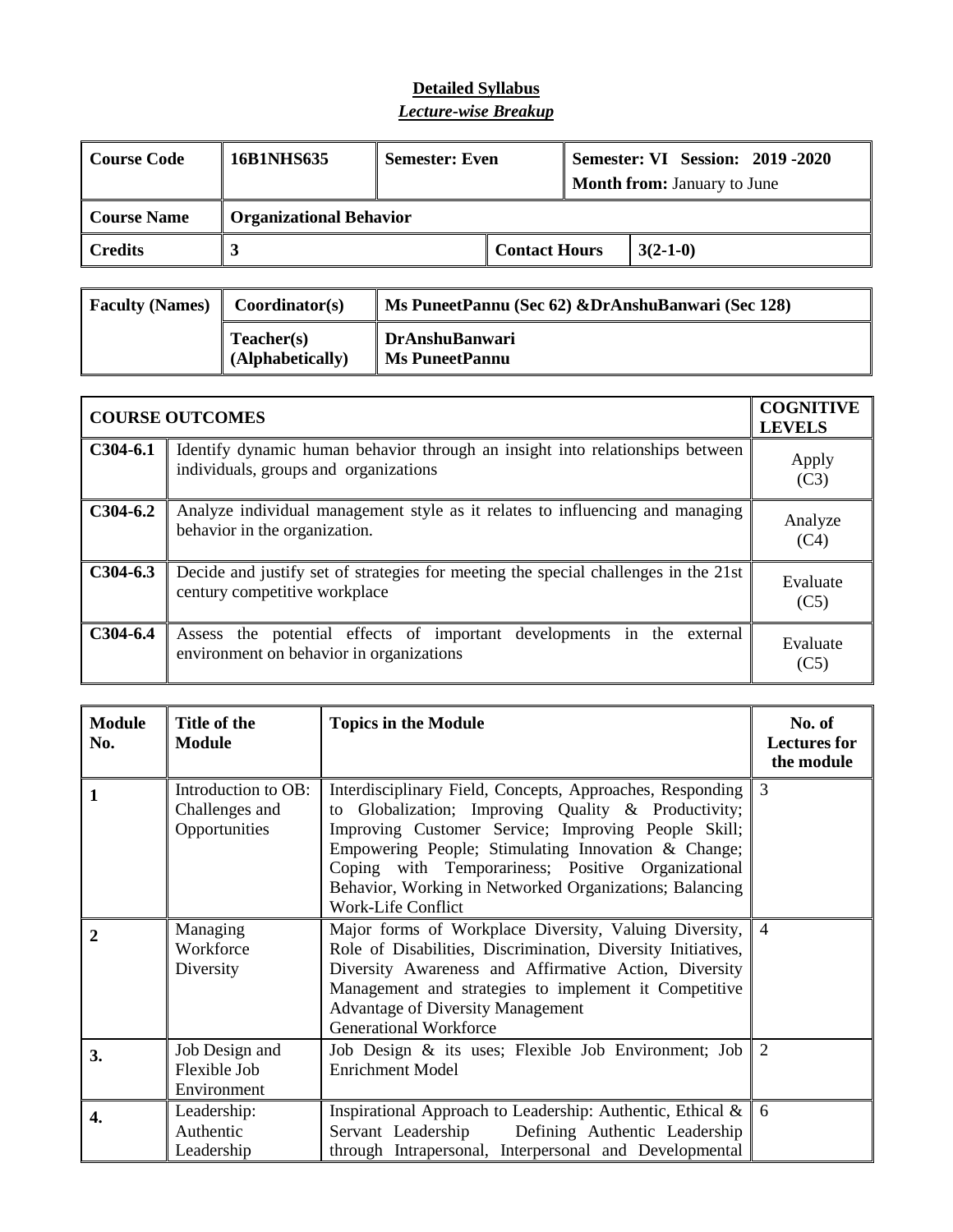**Detailed Syllabus**

***Lecture-wise Breakup***

| Course Code | 16B1NHS635 | Semester: Even | Semester: VI Session: 2019 -2020<br>**Month from:** January to June | |
|---|---|---|---|---|
| **Course Name** | **Organizational Behavior** | | | |
| **Credits** | **3** | | **Contact Hours** | **3(2-1-0)** |

| Faculty (Names) | Coordinator(s) | Ms PuneetPannu (Sec 62) &DrAnshuBanwari (Sec 128) |
|---|---|---|
| | **Teacher(s) (Alphabetically)** | **DrAnshuBanwari**<br>**Ms PuneetPannu** |

| COURSE OUTCOMES | | COGNITIVE LEVELS |
|---|---|---|
| **C304-6.1** | Identify dynamic human behavior through an insight into relationships between individuals, groups and organizations | Apply (C3) |
| **C304-6.2** | Analyze individual management style as it relates to influencing and managing behavior in the organization. | Analyze (C4) |
| **C304-6.3** | Decide and justify set of strategies for meeting the special challenges in the 21st century competitive workplace | Evaluate (C5) |
| **C304-6.4** | Assess the potential effects of important developments in the external environment on behavior in organizations | Evaluate (C5) |

| Module No. | Title of the Module | Topics in the Module | No. of Lectures for the module |
|---|---|---|---|
| **1** | Introduction to OB: Challenges and Opportunities | Interdisciplinary Field, Concepts, Approaches, Responding to Globalization; Improving Quality & Productivity; Improving Customer Service; Improving People Skill; Empowering People; Stimulating Innovation & Change; Coping with Temporariness; Positive Organizational Behavior, Working in Networked Organizations; Balancing Work-Life Conflict | 3 |
| **2** | Managing Workforce Diversity | Major forms of Workplace Diversity, Valuing Diversity, Role of Disabilities, Discrimination, Diversity Initiatives, Diversity Awareness and Affirmative Action, Diversity Management and strategies to implement it Competitive Advantage of Diversity Management<br>Generational Workforce | 4 |
| **3.** | Job Design and Flexible Job Environment | Job Design & its uses; Flexible Job Environment; Job Enrichment Model | 2 |
| **4.** | Leadership: Authentic Leadership | Inspirational Approach to Leadership: Authentic, Ethical & Servant Leadership Defining Authentic Leadership through Intrapersonal, Interpersonal and Developmental | 6 |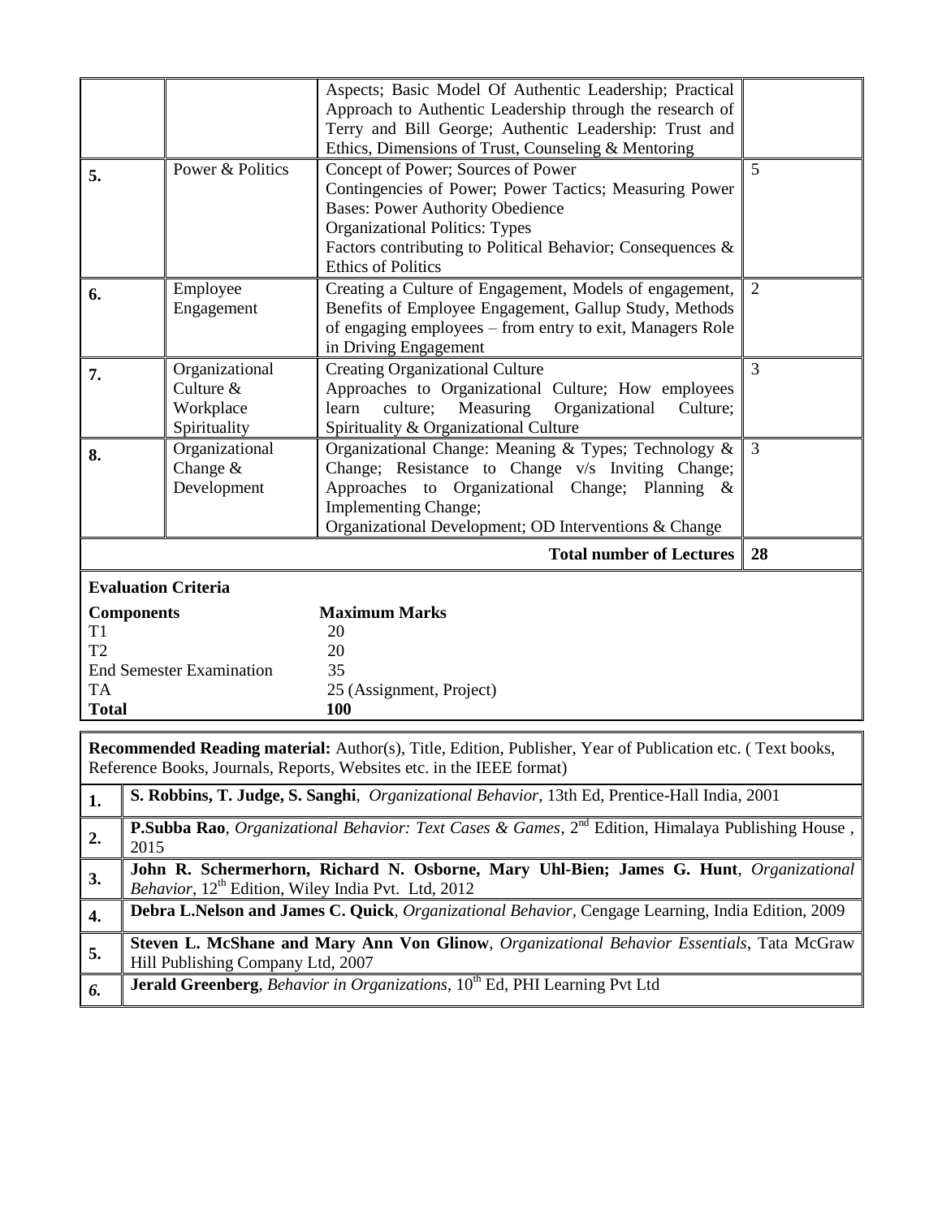|  |  | Aspects; Basic Model Of Authentic Leadership; Practical Approach to Authentic Leadership through the research of Terry and Bill George; Authentic Leadership: Trust and Ethics, Dimensions of Trust, Counseling & Mentoring |  |
|---|---|---|---|
| **5.** | Power & Politics | Concept of Power; Sources of Power<br>Contingencies of Power; Power Tactics; Measuring Power Bases: Power Authority Obedience<br>Organizational Politics: Types<br>Factors contributing to Political Behavior; Consequences & Ethics of Politics | 5 |
| **6.** | Employee Engagement | Creating a Culture of Engagement, Models of engagement, Benefits of Employee Engagement, Gallup Study, Methods of engaging employees – from entry to exit, Managers Role in Driving Engagement | 2 |
| **7.** | Organizational Culture & Workplace Spirituality | Creating Organizational Culture<br>Approaches to Organizational Culture; How employees learn culture; Measuring Organizational Culture; Spirituality & Organizational Culture | 3 |
| **8.** | Organizational Change & Development | Organizational Change: Meaning & Types; Technology & Change; Resistance to Change v/s Inviting Change; Approaches to Organizational Change; Planning & Implementing Change;<br>Organizational Development; OD Interventions & Change | 3 |
|  |  | **Total number of Lectures** | **28** |

**Evaluation Criteria**

| **Components** | **Maximum Marks** |
|---|---|
| T1 | 20 |
| T2 | 20 |
| End Semester Examination | 35 |
| TA | 25 (Assignment, Project) |
| **Total** | **100** |

**Recommended Reading material:** Author(s), Title, Edition, Publisher, Year of Publication etc. ( Text books, Reference Books, Journals, Reports, Websites etc. in the IEEE format)

| | |
|---|---|
| **1.** | **S. Robbins, T. Judge, S. Sanghi**, *Organizational Behavior*, 13th Ed, Prentice-Hall India, 2001 |
| **2.** | **P.Subba Rao**, *Organizational Behavior: Text Cases & Games*, 2nd Edition, Himalaya Publishing House , 2015 |
| **3.** | **John R. Schermerhorn, Richard N. Osborne, Mary Uhl-Bien; James G. Hunt**, *Organizational Behavior*, 12th Edition, Wiley India Pvt. Ltd, 2012 |
| **4.** | **Debra L.Nelson and James C. Quick**, *Organizational Behavior*, Cengage Learning, India Edition, 2009 |
| **5.** | **Steven L. McShane and Mary Ann Von Glinow**, *Organizational Behavior Essentials*, Tata McGraw Hill Publishing Company Ltd, 2007 |
| ***6.*** | **Jerald Greenberg**, *Behavior in Organizations*, 10th Ed, PHI Learning Pvt Ltd |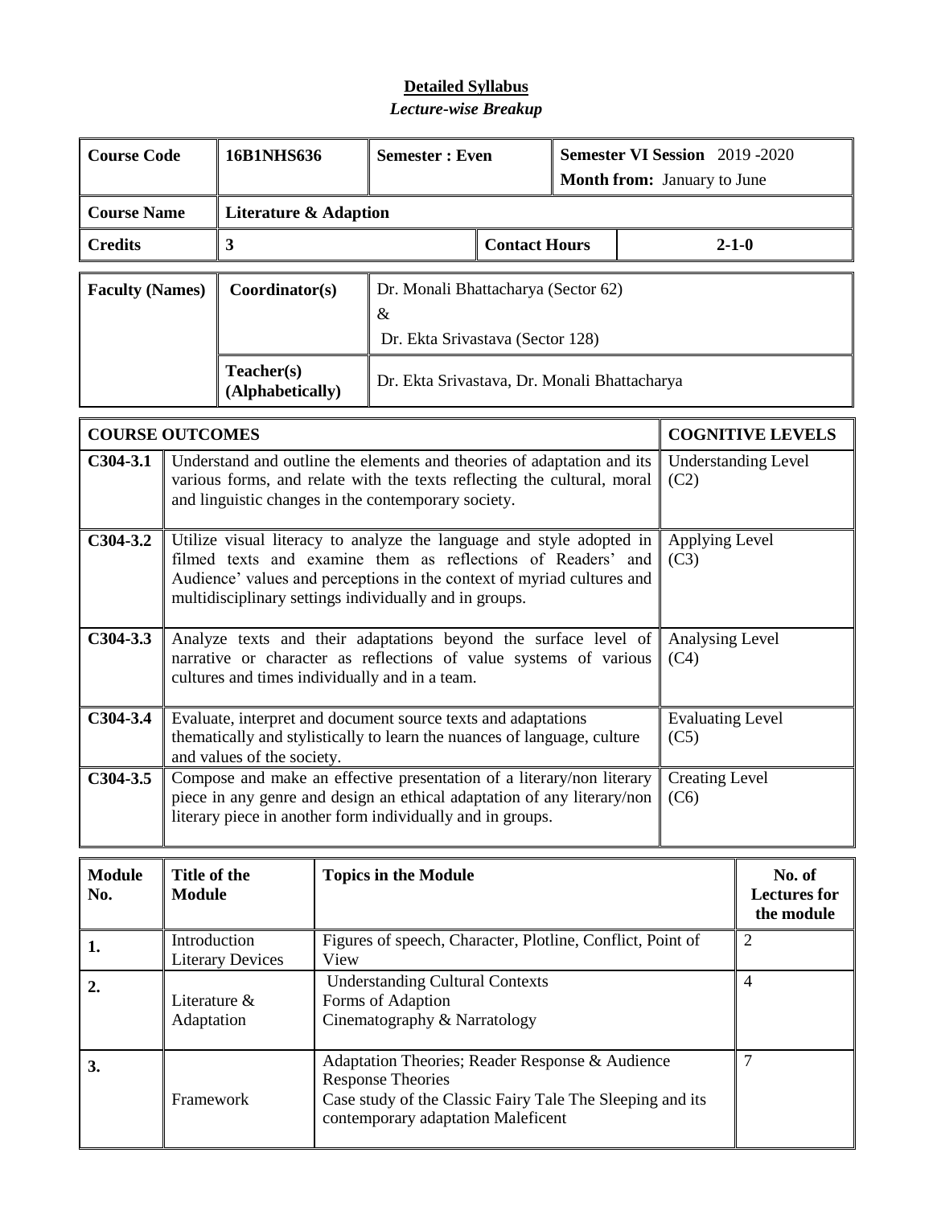## Detailed Syllabus

### *Lecture-wise Breakup*

| Course Code | 16B1NHS636 | Semester : Even | | Semester VI Session 2019 -2020<br>Month from: January to June |
|---|---|---|---|---|
| Course Name | Literature & Adaption | | | |
| Credits | 3 | | Contact Hours | 2-1-0 |

| Faculty (Names) | Coordinator(s) | Dr. Monali Bhattacharya (Sector 62)<br>&<br>Dr. Ekta Srivastava (Sector 128) |
|---|---|---|
| | Teacher(s) (Alphabetically) | Dr. Ekta Srivastava, Dr. Monali Bhattacharya |

| COURSE OUTCOMES | | COGNITIVE LEVELS |
|---|---|---|
| C304-3.1 | Understand and outline the elements and theories of adaptation and its various forms, and relate with the texts reflecting the cultural, moral and linguistic changes in the contemporary society. | Understanding Level (C2) |
| C304-3.2 | Utilize visual literacy to analyze the language and style adopted in filmed texts and examine them as reflections of Readers' and Audience' values and perceptions in the context of myriad cultures and multidisciplinary settings individually and in groups. | Applying Level (C3) |
| C304-3.3 | Analyze texts and their adaptations beyond the surface level of narrative or character as reflections of value systems of various cultures and times individually and in a team. | Analysing Level (C4) |
| C304-3.4 | Evaluate, interpret and document source texts and adaptations thematically and stylistically to learn the nuances of language, culture and values of the society. | Evaluating Level (C5) |
| C304-3.5 | Compose and make an effective presentation of a literary/non literary piece in any genre and design an ethical adaptation of any literary/non literary piece in another form individually and in groups. | Creating Level (C6) |

| Module No. | Title of the Module | Topics in the Module | No. of Lectures for the module |
|---|---|---|---|
| 1. | Introduction Literary Devices | Figures of speech, Character, Plotline, Conflict, Point of View | 2 |
| 2. | Literature & Adaptation | Understanding Cultural Contexts<br>Forms of Adaption<br>Cinematography & Narratology | 4 |
| 3. | Framework | Adaptation Theories; Reader Response & Audience Response Theories<br>Case study of the Classic Fairy Tale The Sleeping and its contemporary adaptation Maleficent | 7 |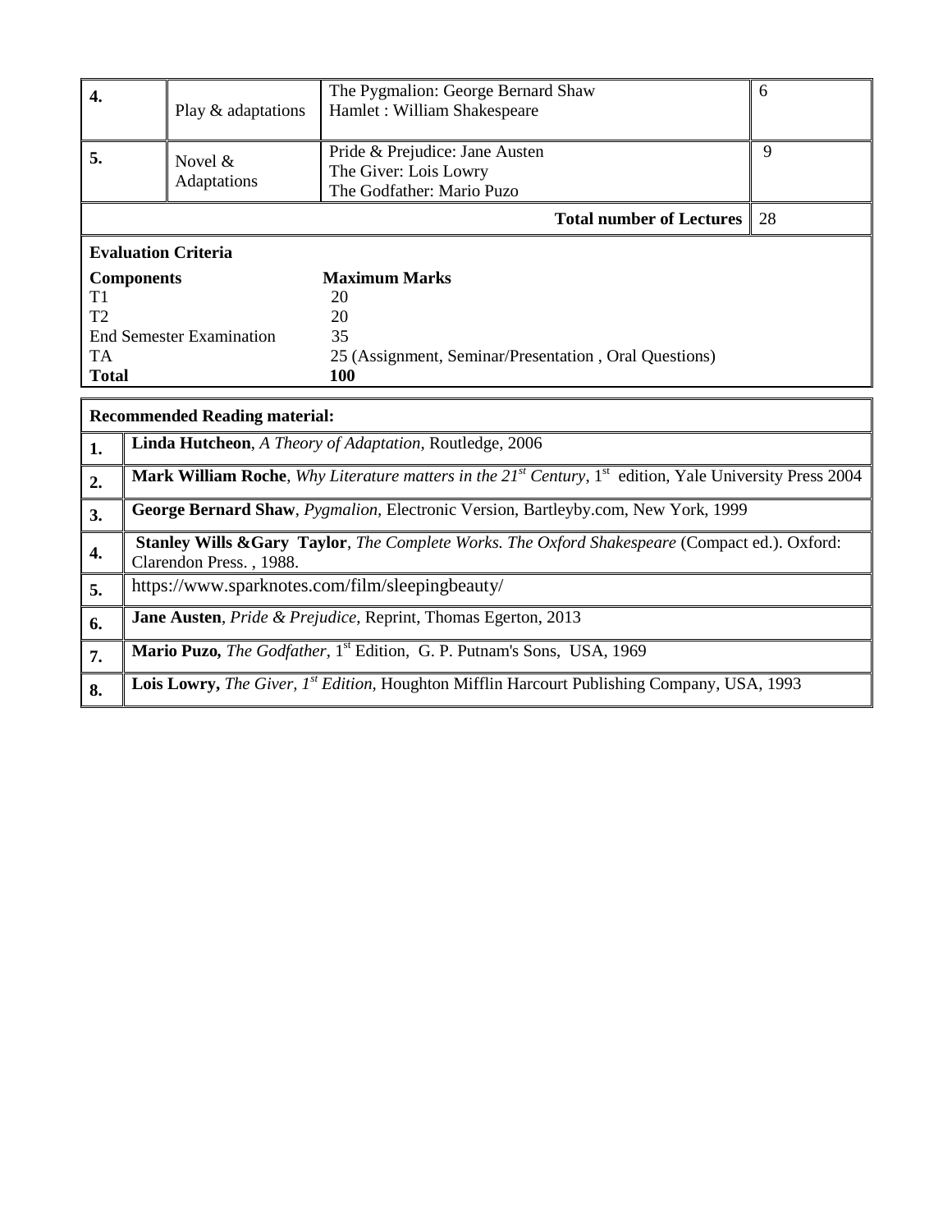| | | | |
|---|---|---|---|
| **4.** | Play & adaptations | The Pygmalion: George Bernard Shaw<br>Hamlet : William Shakespeare | 6 |
| **5.** | Novel & Adaptations | Pride & Prejudice: Jane Austen<br>The Giver: Lois Lowry<br>The Godfather: Mario Puzo | 9 |
| | | **Total number of Lectures** | 28 |

**Evaluation Criteria**

| **Components** | **Maximum Marks** |
|---|---|
| T1 | 20 |
| T2 | 20 |
| End Semester Examination | 35 |
| TA | 25 (Assignment, Seminar/Presentation , Oral Questions) |
| **Total** | **100** |

| **Recommended Reading material:** | |
|---|---|
| **1.** | **Linda Hutcheon**, *A Theory of Adaptation*, Routledge, 2006 |
| **2.** | **Mark William Roche**, *Why Literature matters in the 21st Century*, 1st edition, Yale University Press 2004 |
| **3.** | **George Bernard Shaw**, *Pygmalion*, Electronic Version, Bartleby.com, New York, 1999 |
| **4.** | **Stanley Wills &Gary Taylor**, *The Complete Works. The Oxford Shakespeare* (Compact ed.). Oxford: Clarendon Press. , 1988. |
| **5.** | https://www.sparknotes.com/film/sleepingbeauty/ |
| **6.** | **Jane Austen**, *Pride & Prejudice*, Reprint, Thomas Egerton, 2013 |
| **7.** | **Mario Puzo,** *The Godfather*, 1st Edition, G. P. Putnam's Sons, USA, 1969 |
| **8.** | **Lois Lowry,** *The Giver, 1st Edition,* Houghton Mifflin Harcourt Publishing Company, USA, 1993 |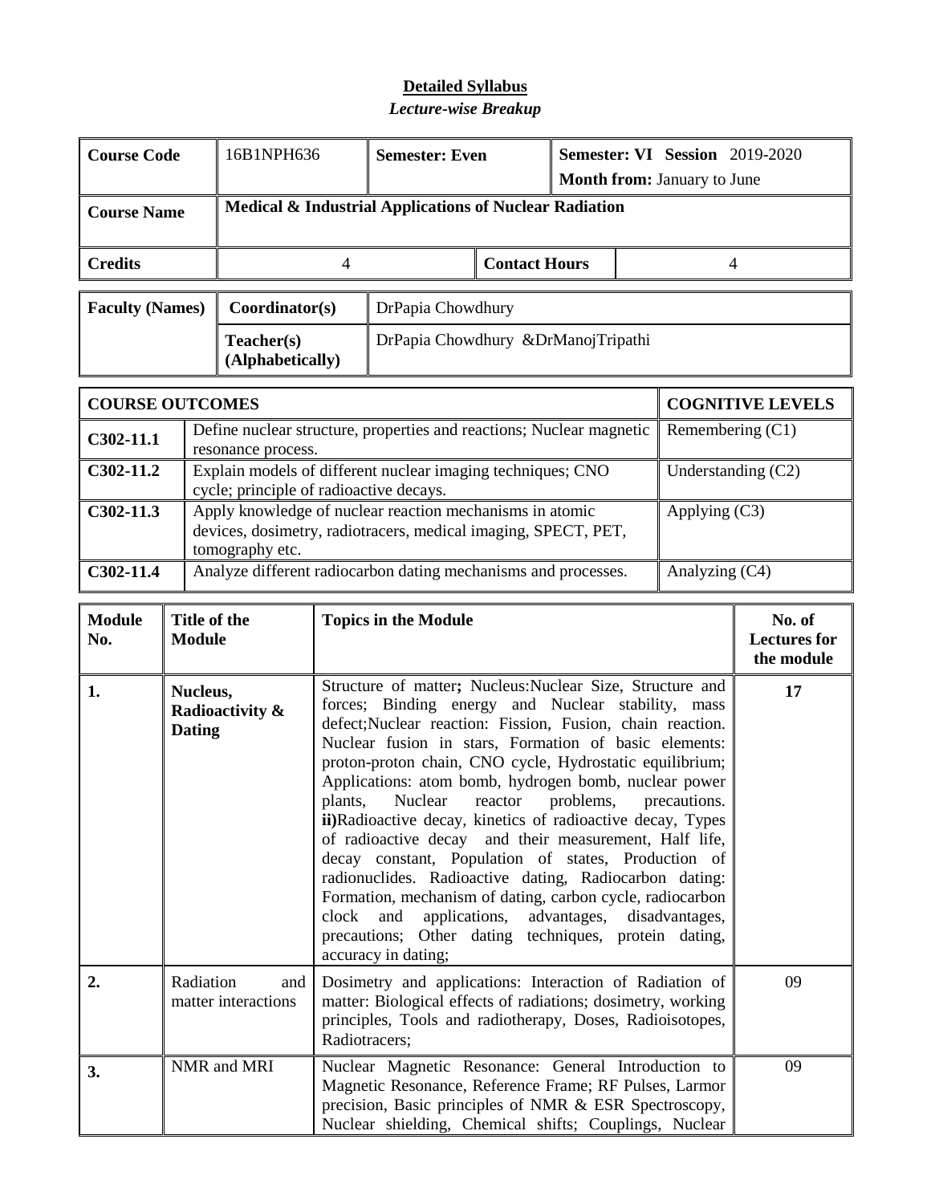# Detailed Syllabus

*Lecture-wise Breakup*

| Course Code | 16B1NPH636 | Semester: Even | | Semester: VI Session 2019-2020<br>Month from: January to June |
|---|---|---|---|---|
| Course Name | Medical & Industrial Applications of Nuclear Radiation | | | |
| Credits | 4 | | Contact Hours | 4 |

| Faculty (Names) | Coordinator(s) | DrPapia Chowdhury |
|---|---|---|
| | Teacher(s) (Alphabetically) | DrPapia Chowdhury &DrManojTripathi |

| COURSE OUTCOMES | | COGNITIVE LEVELS |
|---|---|---|
| C302-11.1 | Define nuclear structure, properties and reactions; Nuclear magnetic resonance process. | Remembering (C1) |
| C302-11.2 | Explain models of different nuclear imaging techniques; CNO cycle; principle of radioactive decays. | Understanding (C2) |
| C302-11.3 | Apply knowledge of nuclear reaction mechanisms in atomic devices, dosimetry, radiotracers, medical imaging, SPECT, PET, tomography etc. | Applying (C3) |
| C302-11.4 | Analyze different radiocarbon dating mechanisms and processes. | Analyzing (C4) |

| Module No. | Title of the Module | Topics in the Module | No. of Lectures for the module |
|---|---|---|---|
| 1. | **Nucleus, Radioactivity & Dating** | Structure of matter**;** Nucleus:Nuclear Size, Structure and forces; Binding energy and Nuclear stability, mass defect;Nuclear reaction: Fission, Fusion, chain reaction. Nuclear fusion in stars, Formation of basic elements: proton-proton chain, CNO cycle, Hydrostatic equilibrium; Applications: atom bomb, hydrogen bomb, nuclear power plants, Nuclear reactor problems, precautions. **ii)**Radioactive decay, kinetics of radioactive decay, Types of radioactive decay and their measurement, Half life, decay constant, Population of states, Production of radionuclides. Radioactive dating, Radiocarbon dating: Formation, mechanism of dating, carbon cycle, radiocarbon clock and applications, advantages, disadvantages, precautions; Other dating techniques, protein dating, accuracy in dating; | **17** |
| 2. | Radiation and matter interactions | Dosimetry and applications: Interaction of Radiation of matter: Biological effects of radiations; dosimetry, working principles, Tools and radiotherapy, Doses, Radioisotopes, Radiotracers; | 09 |
| 3. | NMR and MRI | Nuclear Magnetic Resonance: General Introduction to Magnetic Resonance, Reference Frame; RF Pulses, Larmor precision, Basic principles of NMR & ESR Spectroscopy, Nuclear shielding, Chemical shifts; Couplings, Nuclear | 09 |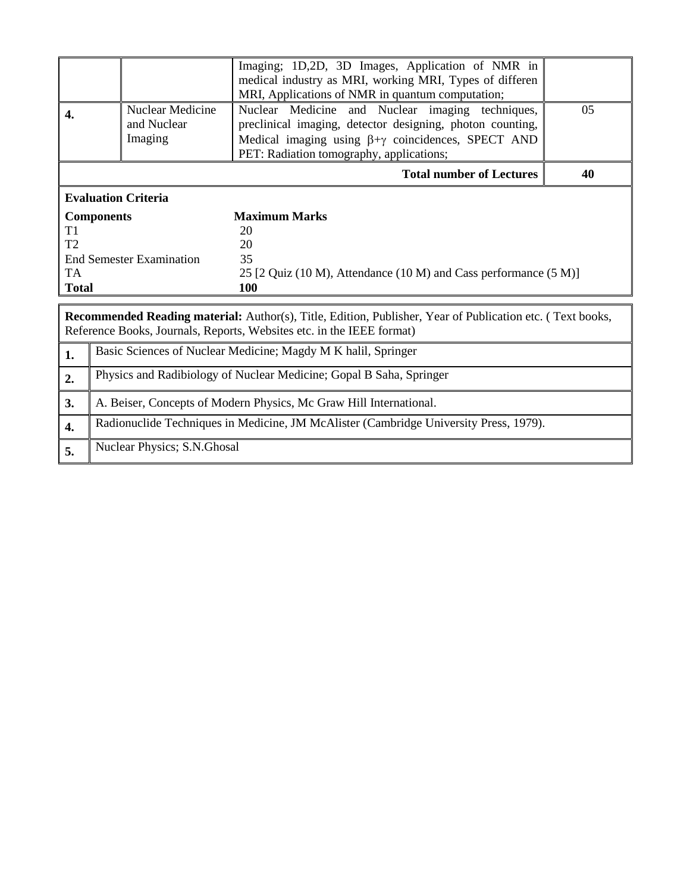| | | | |
|---|---|---|---|
| | | Imaging; 1D,2D, 3D Images, Application of NMR in medical industry as MRI, working MRI, Types of differen MRI, Applications of NMR in quantum computation; | |
| **4.** | Nuclear Medicine and Nuclear Imaging | Nuclear Medicine and Nuclear imaging techniques, preclinical imaging, detector designing, photon counting, Medical imaging using $\beta$+$\gamma$ coincidences, SPECT AND PET: Radiation tomography, applications; | 05 |
| | | **Total number of Lectures** | **40** |

**Evaluation Criteria**

| **Components** | **Maximum Marks** |
|---|---|
| T1 | 20 |
| T2 | 20 |
| End Semester Examination | 35 |
| TA | 25 [2 Quiz (10 M), Attendance (10 M) and Cass performance (5 M)] |
| **Total** | **100** |

**Recommended Reading material:** Author(s), Title, Edition, Publisher, Year of Publication etc. ( Text books, Reference Books, Journals, Reports, Websites etc. in the IEEE format)

| | |
|---|---|
| **1.** | Basic Sciences of Nuclear Medicine; Magdy M K halil, Springer |
| **2.** | Physics and Radibiology of Nuclear Medicine; Gopal B Saha, Springer |
| **3.** | A. Beiser, Concepts of Modern Physics, Mc Graw Hill International. |
| **4.** | Radionuclide Techniques in Medicine, JM McAlister (Cambridge University Press, 1979). |
| **5.** | Nuclear Physics; S.N.Ghosal |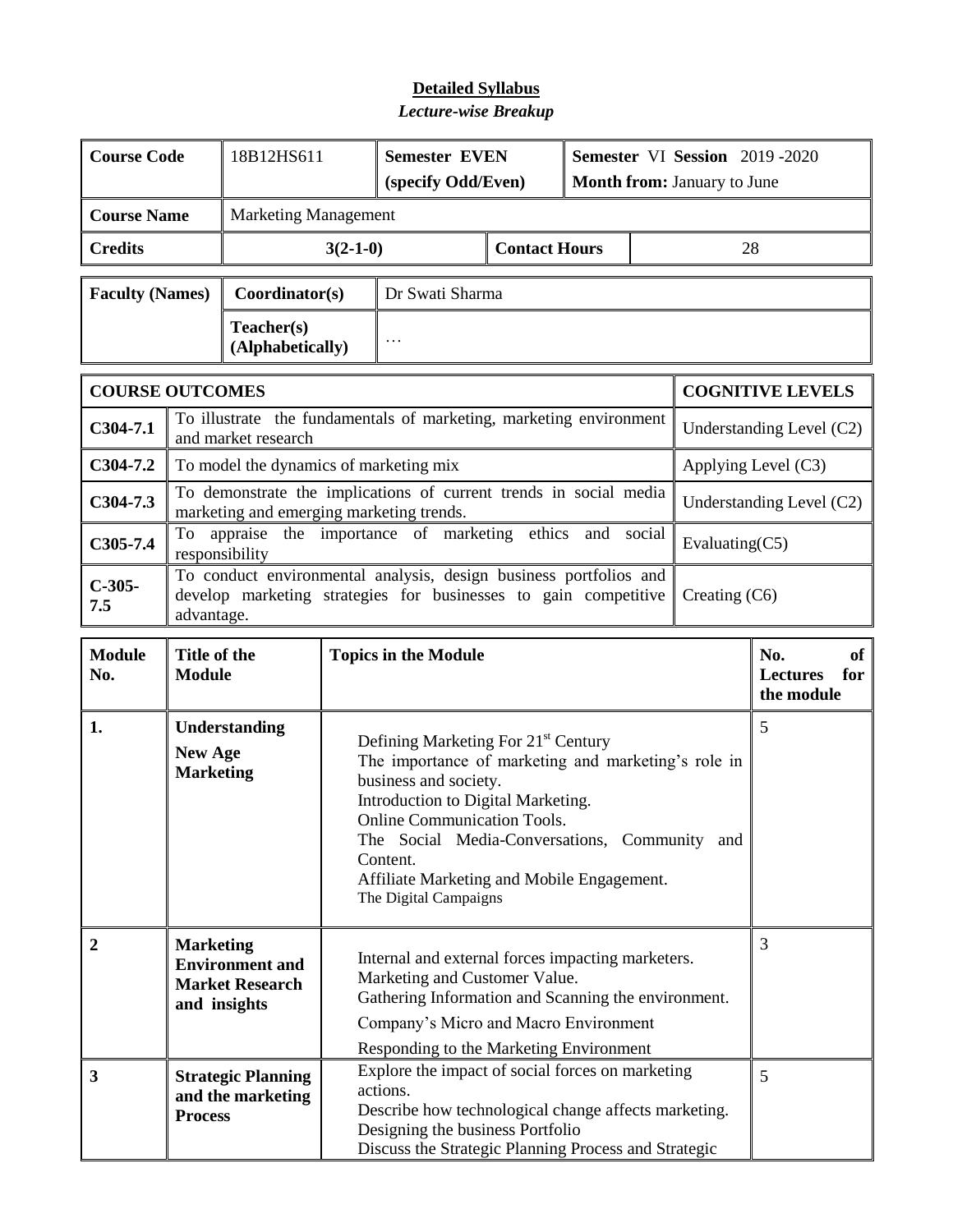# Detailed Syllabus

*Lecture-wise Breakup*

| **Course Code** | 18B12HS611 | **Semester EVEN** (specify Odd/Even) | | **Semester** VI **Session** 2019 -2020 **Month from:** January to June |
|---|---|---|---|---|
| **Course Name** | Marketing Management | | | |
| **Credits** | **3(2-1-0)** | | **Contact Hours** | 28 |

| **Faculty (Names)** | **Coordinator(s)** | Dr Swati Sharma |
|---|---|---|
| | **Teacher(s) (Alphabetically)** | … |

| **COURSE OUTCOMES** | | **COGNITIVE LEVELS** |
|---|---|---|
| **C304-7.1** | To illustrate the fundamentals of marketing, marketing environment and market research | Understanding Level (C2) |
| **C304-7.2** | To model the dynamics of marketing mix | Applying Level (C3) |
| **C304-7.3** | To demonstrate the implications of current trends in social media marketing and emerging marketing trends. | Understanding Level (C2) |
| **C305-7.4** | To appraise the importance of marketing ethics and social responsibility | Evaluating(C5) |
| **C-305-7.5** | To conduct environmental analysis, design business portfolios and develop marketing strategies for businesses to gain competitive advantage. | Creating (C6) |

| **Module No.** | **Title of the Module** | **Topics in the Module** | **No. of Lectures for the module** |
|---|---|---|---|
| **1.** | **Understanding New Age Marketing** | Defining Marketing For 21st Century<br>The importance of marketing and marketing's role in business and society.<br>Introduction to Digital Marketing.<br>Online Communication Tools.<br>The Social Media-Conversations, Community and Content.<br>Affiliate Marketing and Mobile Engagement.<br>The Digital Campaigns | 5 |
| **2** | **Marketing Environment and Market Research and insights** | Internal and external forces impacting marketers.<br>Marketing and Customer Value.<br>Gathering Information and Scanning the environment.<br>Company's Micro and Macro Environment<br>Responding to the Marketing Environment | 3 |
| **3** | **Strategic Planning and the marketing Process** | Explore the impact of social forces on marketing actions.<br>Describe how technological change affects marketing.<br>Designing the business Portfolio<br>Discuss the Strategic Planning Process and Strategic | 5 |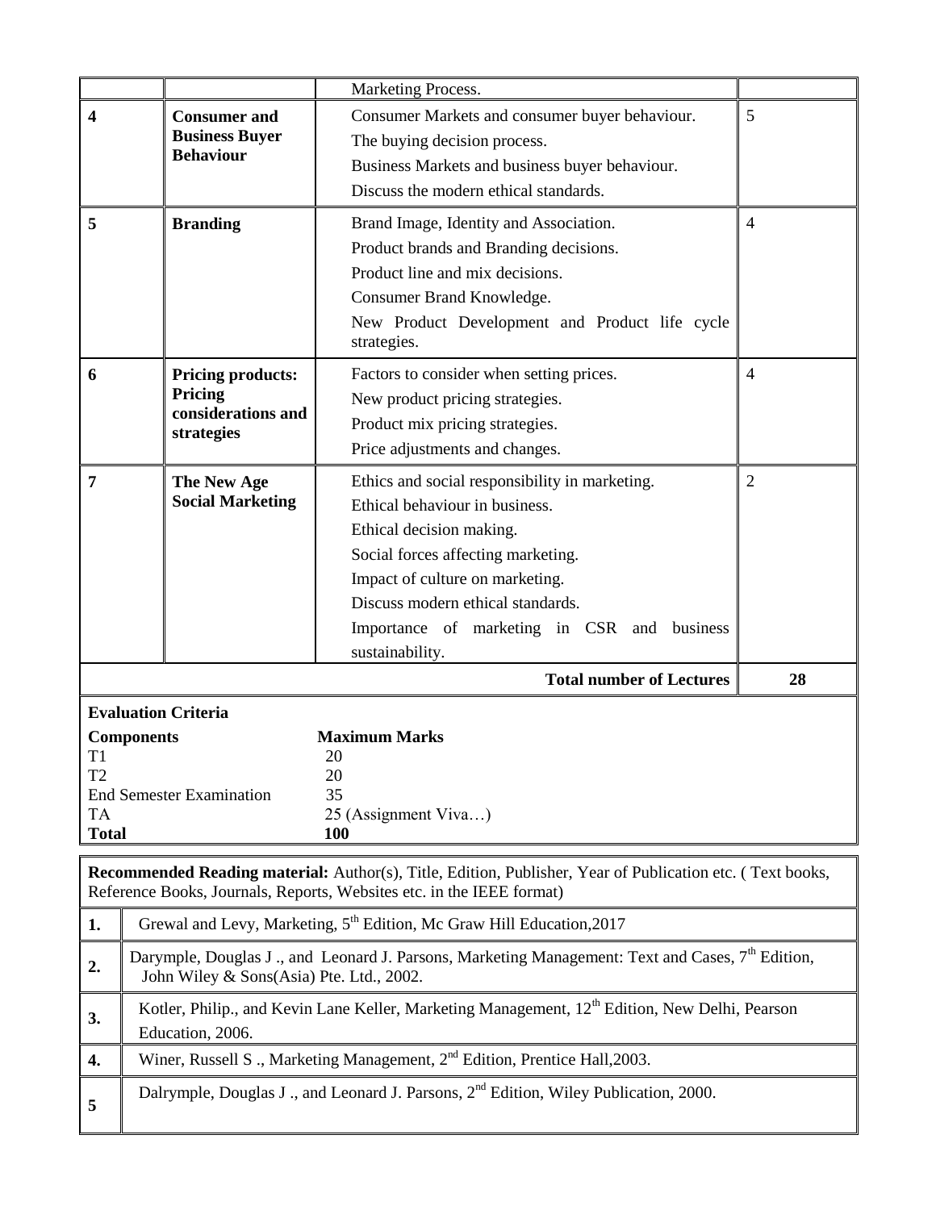| | | | |
|---|---|---|---|
| | | Marketing Process. | |
| **4** | **Consumer and Business Buyer Behaviour** | Consumer Markets and consumer buyer behaviour.<br>The buying decision process.<br>Business Markets and business buyer behaviour.<br>Discuss the modern ethical standards. | 5 |
| **5** | **Branding** | Brand Image, Identity and Association.<br>Product brands and Branding decisions.<br>Product line and mix decisions.<br>Consumer Brand Knowledge.<br>New Product Development and Product life cycle strategies. | 4 |
| **6** | **Pricing products: Pricing considerations and strategies** | Factors to consider when setting prices.<br>New product pricing strategies.<br>Product mix pricing strategies.<br>Price adjustments and changes. | 4 |
| **7** | **The New Age Social Marketing** | Ethics and social responsibility in marketing.<br>Ethical behaviour in business.<br>Ethical decision making.<br>Social forces affecting marketing.<br>Impact of culture on marketing.<br>Discuss modern ethical standards.<br>Importance of marketing in CSR and business sustainability. | 2 |
| | | **Total number of Lectures** | **28** |

**Evaluation Criteria**

| **Components** | **Maximum Marks** |
|---|---|
| T1 | 20 |
| T2 | 20 |
| End Semester Examination | 35 |
| TA | 25 (Assignment Viva…) |
| **Total** | **100** |

| **Recommended Reading material:** Author(s), Title, Edition, Publisher, Year of Publication etc. ( Text books, Reference Books, Journals, Reports, Websites etc. in the IEEE format) | |
|---|---|
| **1.** | Grewal and Levy, Marketing, 5th Edition, Mc Graw Hill Education,2017 |
| **2.** | Darymple, Douglas J ., and Leonard J. Parsons, Marketing Management: Text and Cases, 7th Edition, John Wiley & Sons(Asia) Pte. Ltd., 2002. |
| **3.** | Kotler, Philip., and Kevin Lane Keller, Marketing Management, 12th Edition, New Delhi, Pearson Education, 2006. |
| **4.** | Winer, Russell S ., Marketing Management, 2nd Edition, Prentice Hall,2003. |
| **5** | Dalrymple, Douglas J ., and Leonard J. Parsons, 2nd Edition, Wiley Publication, 2000. |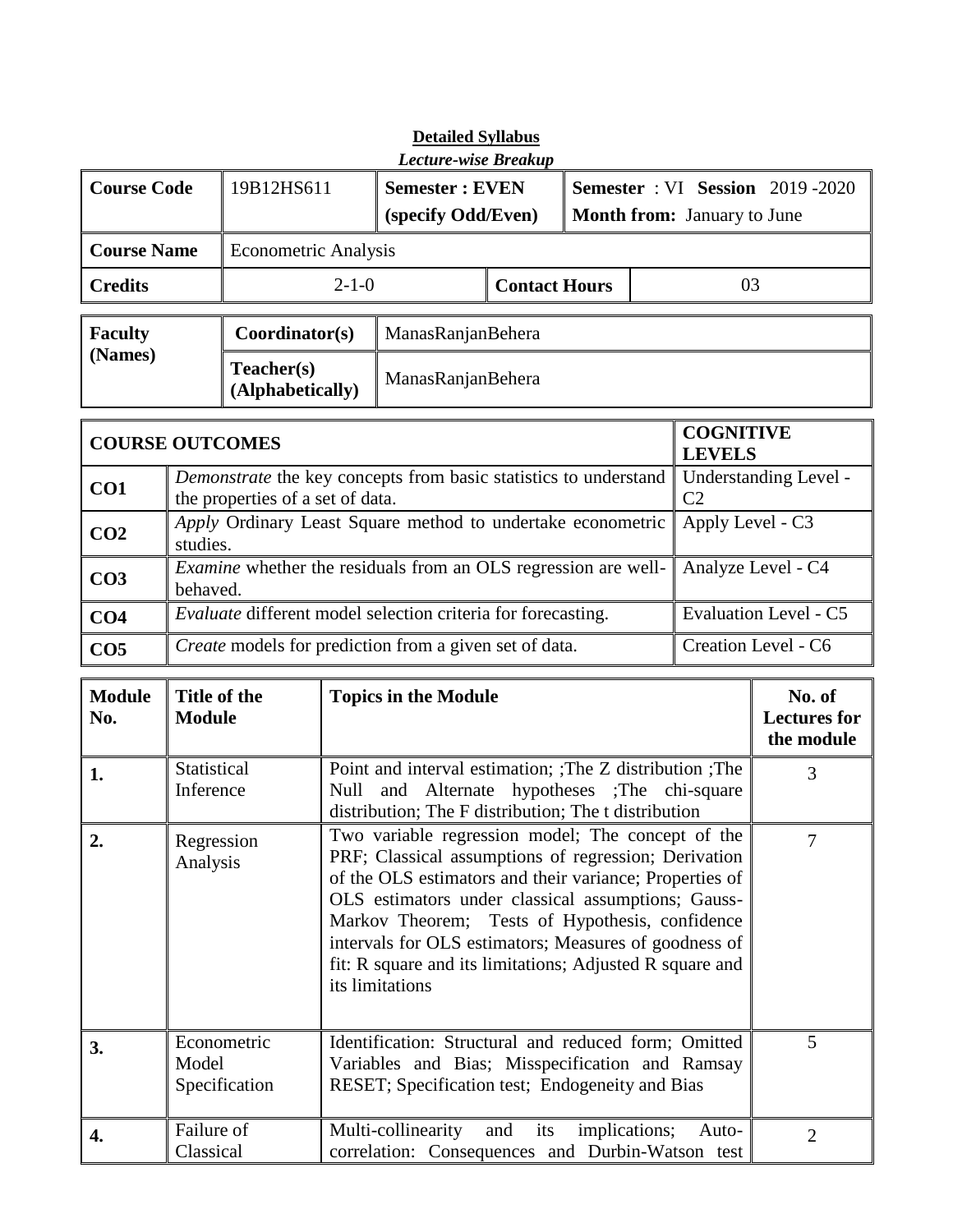**Detailed Syllabus**

***Lecture-wise Breakup***

| **Course Code** | 19B12HS611 | **Semester : EVEN** (specify Odd/Even) | **Semester** : VI **Session** 2019 -2020 **Month from:** January to June |
|---|---|---|---|
| **Course Name** | Econometric Analysis | | |
| **Credits** | 2-1-0 | **Contact Hours** | 03 |

| **Faculty (Names)** | **Coordinator(s)** | ManasRanjanBehera |
|---|---|---|
| | **Teacher(s) (Alphabetically)** | ManasRanjanBehera |

| **COURSE OUTCOMES** | | **COGNITIVE LEVELS** |
|---|---|---|
| **CO1** | *Demonstrate* the key concepts from basic statistics to understand the properties of a set of data. | Understanding Level - C2 |
| **CO2** | *Apply* Ordinary Least Square method to undertake econometric studies. | Apply Level - C3 |
| **CO3** | *Examine* whether the residuals from an OLS regression are well-behaved. | Analyze Level - C4 |
| **CO4** | *Evaluate* different model selection criteria for forecasting. | Evaluation Level - C5 |
| **CO5** | *Create* models for prediction from a given set of data. | Creation Level - C6 |

| **Module No.** | **Title of the Module** | **Topics in the Module** | **No. of Lectures for the module** |
|---|---|---|---|
| **1.** | Statistical Inference | Point and interval estimation; ;The Z distribution ;The Null and Alternate hypotheses ;The chi-square distribution; The F distribution; The t distribution | 3 |
| **2.** | Regression Analysis | Two variable regression model; The concept of the PRF; Classical assumptions of regression; Derivation of the OLS estimators and their variance; Properties of OLS estimators under classical assumptions; Gauss-Markov Theorem; Tests of Hypothesis, confidence intervals for OLS estimators; Measures of goodness of fit: R square and its limitations; Adjusted R square and its limitations | 7 |
| **3.** | Econometric Model Specification | Identification: Structural and reduced form; Omitted Variables and Bias; Misspecification and Ramsay RESET; Specification test; Endogeneity and Bias | 5 |
| **4.** | Failure of Classical | Multi-collinearity and its implications; Auto-correlation: Consequences and Durbin-Watson test | 2 |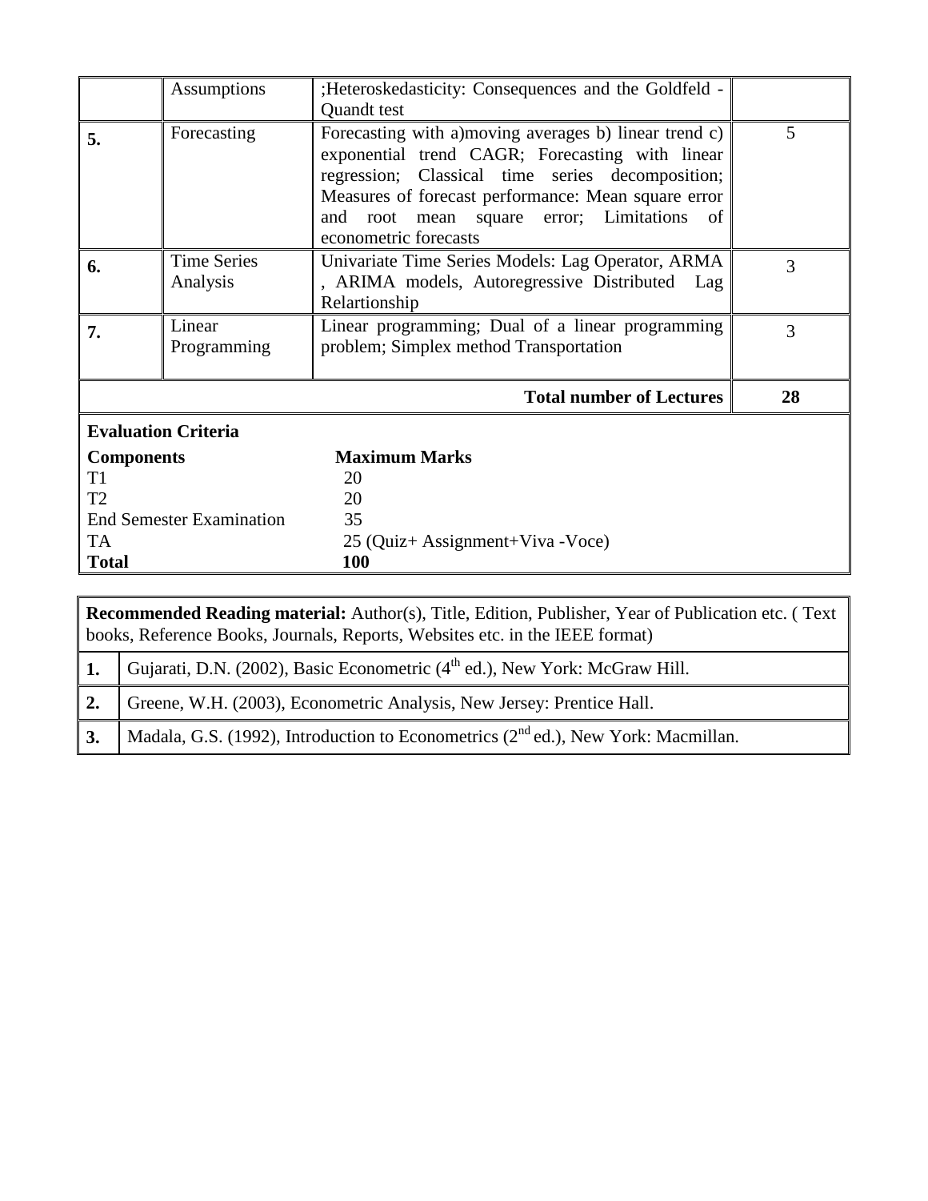| | | | |
|---|---|---|---|
| | Assumptions | ;Heteroskedasticity: Consequences and the Goldfeld - Quandt test | |
| **5.** | Forecasting | Forecasting with a)moving averages b) linear trend c) exponential trend CAGR; Forecasting with linear regression; Classical time series decomposition; Measures of forecast performance: Mean square error and root mean square error; Limitations of econometric forecasts | 5 |
| **6.** | Time Series Analysis | Univariate Time Series Models: Lag Operator, ARMA , ARIMA models, Autoregressive Distributed Lag Relartionship | 3 |
| **7.** | Linear Programming | Linear programming; Dual of a linear programming problem; Simplex method Transportation | 3 |
| | | **Total number of Lectures** | **28** |

**Evaluation Criteria**

| **Components** | **Maximum Marks** |
|---|---|
| T1 | 20 |
| T2 | 20 |
| End Semester Examination | 35 |
| TA | 25 (Quiz+ Assignment+Viva -Voce) |
| **Total** | **100** |

| **Recommended Reading material:** Author(s), Title, Edition, Publisher, Year of Publication etc. ( Text books, Reference Books, Journals, Reports, Websites etc. in the IEEE format) | |
|---|---|
| **1.** | Gujarati, D.N. (2002), Basic Econometric (4th ed.), New York: McGraw Hill. |
| **2.** | Greene, W.H. (2003), Econometric Analysis, New Jersey: Prentice Hall. |
| **3.** | Madala, G.S. (1992), Introduction to Econometrics (2nd ed.), New York: Macmillan. |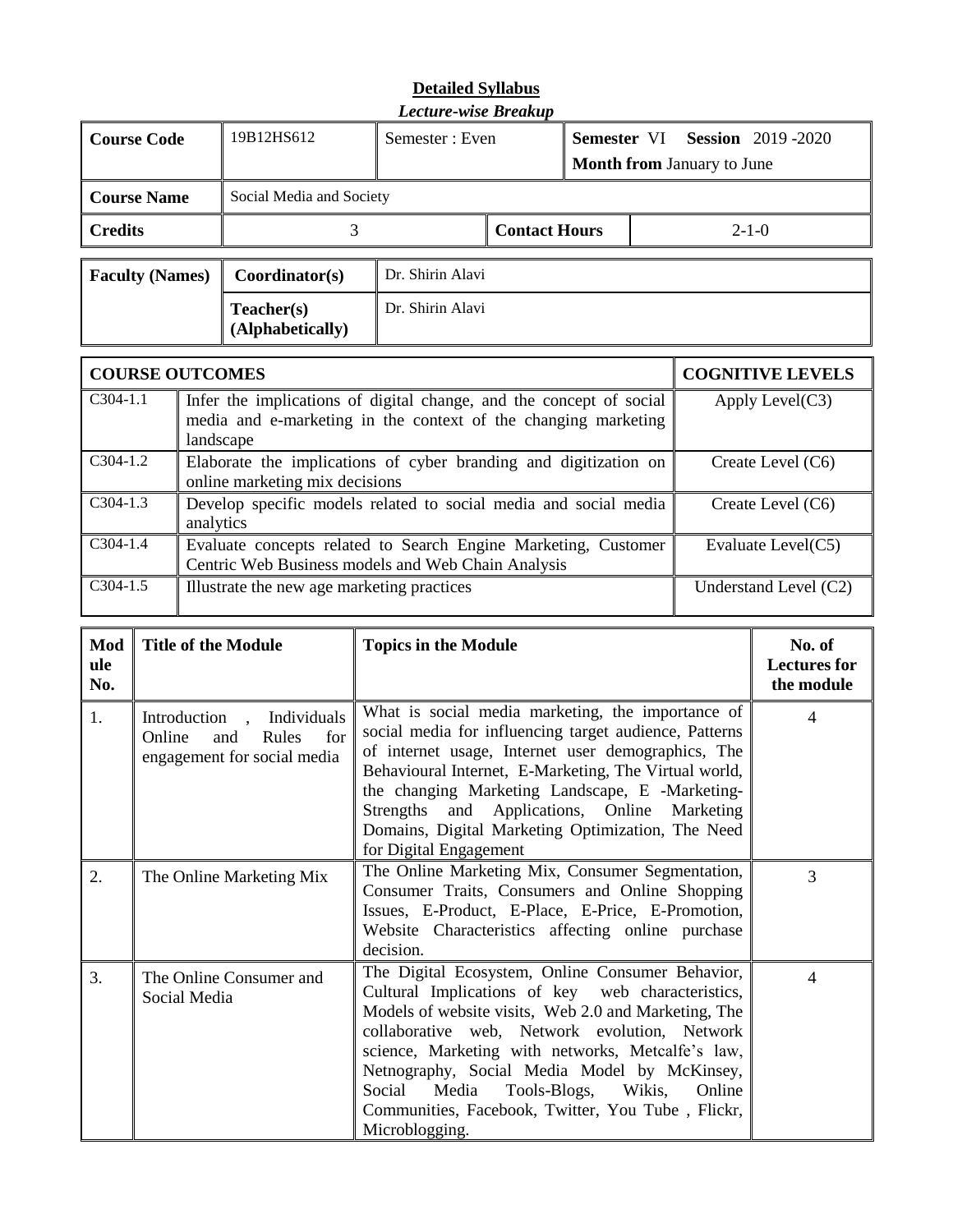## Detailed Syllabus

### *Lecture-wise Breakup*

| **Course Code** | 19B12HS612 | Semester : Even | | **Semester** VI **Session** 2019 -2020<br>**Month from** January to June |
|---|---|---|---|---|
| **Course Name** | Social Media and Society | | | |
| **Credits** | 3 | | **Contact Hours** | 2-1-0 |

| **Faculty (Names)** | **Coordinator(s)** | Dr. Shirin Alavi |
|---|---|---|
| | **Teacher(s) (Alphabetically)** | Dr. Shirin Alavi |

| **COURSE OUTCOMES** | | **COGNITIVE LEVELS** |
|---|---|---|
| C304-1.1 | Infer the implications of digital change, and the concept of social media and e-marketing in the context of the changing marketing landscape | Apply Level(C3) |
| C304-1.2 | Elaborate the implications of cyber branding and digitization on online marketing mix decisions | Create Level (C6) |
| C304-1.3 | Develop specific models related to social media and social media analytics | Create Level (C6) |
| C304-1.4 | Evaluate concepts related to Search Engine Marketing, Customer Centric Web Business models and Web Chain Analysis | Evaluate Level(C5) |
| C304-1.5 | Illustrate the new age marketing practices | Understand Level (C2) |

| **Module No.** | **Title of the Module** | **Topics in the Module** | **No. of Lectures for the module** |
|---|---|---|---|
| 1. | Introduction , Individuals Online and Rules for engagement for social media | What is social media marketing, the importance of social media for influencing target audience, Patterns of internet usage, Internet user demographics, The Behavioural Internet, E-Marketing, The Virtual world, the changing Marketing Landscape, E -Marketing-Strengths and Applications, Online Marketing Domains, Digital Marketing Optimization, The Need for Digital Engagement | 4 |
| 2. | The Online Marketing Mix | The Online Marketing Mix, Consumer Segmentation, Consumer Traits, Consumers and Online Shopping Issues, E-Product, E-Place, E-Price, E-Promotion, Website Characteristics affecting online purchase decision. | 3 |
| 3. | The Online Consumer and Social Media | The Digital Ecosystem, Online Consumer Behavior, Cultural Implications of key web characteristics, Models of website visits, Web 2.0 and Marketing, The collaborative web, Network evolution, Network science, Marketing with networks, Metcalfe's law, Netnography, Social Media Model by McKinsey, Social Media Tools-Blogs, Wikis, Online Communities, Facebook, Twitter, You Tube , Flickr, Microblogging. | 4 |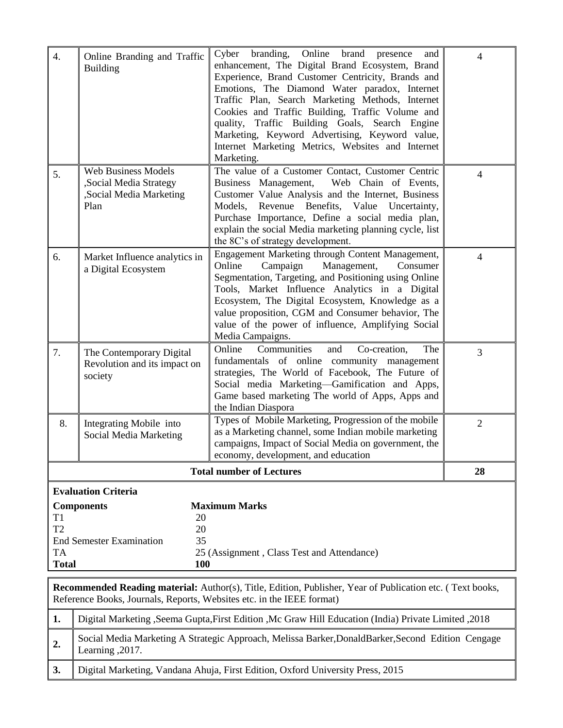| 4. | Online Branding and Traffic Building | Cyber branding, Online brand presence and enhancement, The Digital Brand Ecosystem, Brand Experience, Brand Customer Centricity, Brands and Emotions, The Diamond Water paradox, Internet Traffic Plan, Search Marketing Methods, Internet Cookies and Traffic Building, Traffic Volume and quality, Traffic Building Goals, Search Engine Marketing, Keyword Advertising, Keyword value, Internet Marketing Metrics, Websites and Internet Marketing. | 4 |
|---|---|---|---|
| 5. | Web Business Models ,Social Media Strategy ,Social Media Marketing Plan | The value of a Customer Contact, Customer Centric Business Management, Web Chain of Events, Customer Value Analysis and the Internet, Business Models, Revenue Benefits, Value Uncertainty, Purchase Importance, Define a social media plan, explain the social Media marketing planning cycle, list the 8C's of strategy development. | 4 |
| 6. | Market Influence analytics in a Digital Ecosystem | Engagement Marketing through Content Management, Online Campaign Management, Consumer Segmentation, Targeting, and Positioning using Online Tools, Market Influence Analytics in a Digital Ecosystem, The Digital Ecosystem, Knowledge as a value proposition, CGM and Consumer behavior, The value of the power of influence, Amplifying Social Media Campaigns. | 4 |
| 7. | The Contemporary Digital Revolution and its impact on society | Online Communities and Co-creation, The fundamentals of online community management strategies, The World of Facebook, The Future of Social media Marketing—Gamification and Apps, Game based marketing The world of Apps, Apps and the Indian Diaspora | 3 |
| 8. | Integrating Mobile into Social Media Marketing | Types of Mobile Marketing, Progression of the mobile as a Marketing channel, some Indian mobile marketing campaigns, Impact of Social Media on government, the economy, development, and education | 2 |
| | | **Total number of Lectures** | **28** |

**Evaluation Criteria**

| **Components** | **Maximum Marks** |
|---|---|
| T1 | 20 |
| T2 | 20 |
| End Semester Examination | 35 |
| TA | 25 (Assignment , Class Test and Attendance) |
| **Total** | **100** |

**Recommended Reading material:** Author(s), Title, Edition, Publisher, Year of Publication etc. ( Text books, Reference Books, Journals, Reports, Websites etc. in the IEEE format)

| | |
|---|---|
| **1.** | Digital Marketing ,Seema Gupta,First Edition ,Mc Graw Hill Education (India) Private Limited ,2018 |
| **2.** | Social Media Marketing A Strategic Approach, Melissa Barker,DonaldBarker,Second Edition Cengage Learning ,2017. |
| **3.** | Digital Marketing, Vandana Ahuja, First Edition, Oxford University Press, 2015 |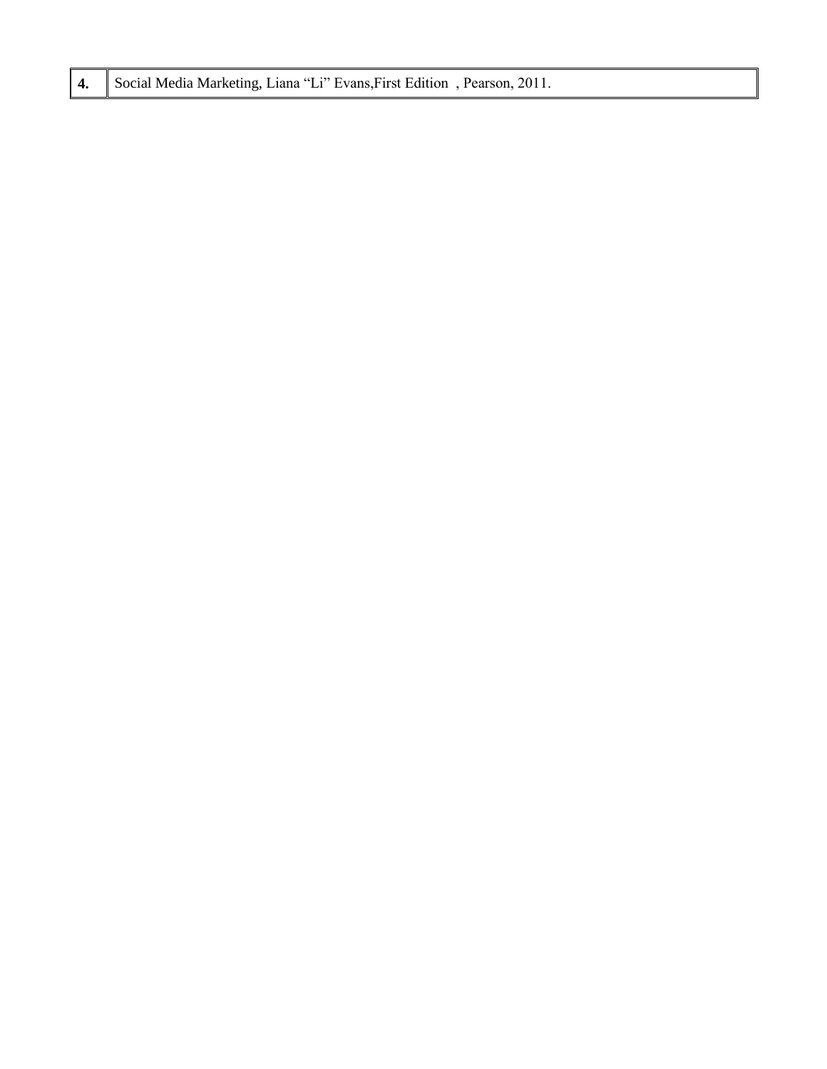| | |
|---|---|
| **4.** | Social Media Marketing, Liana “Li” Evans,First Edition , Pearson, 2011. |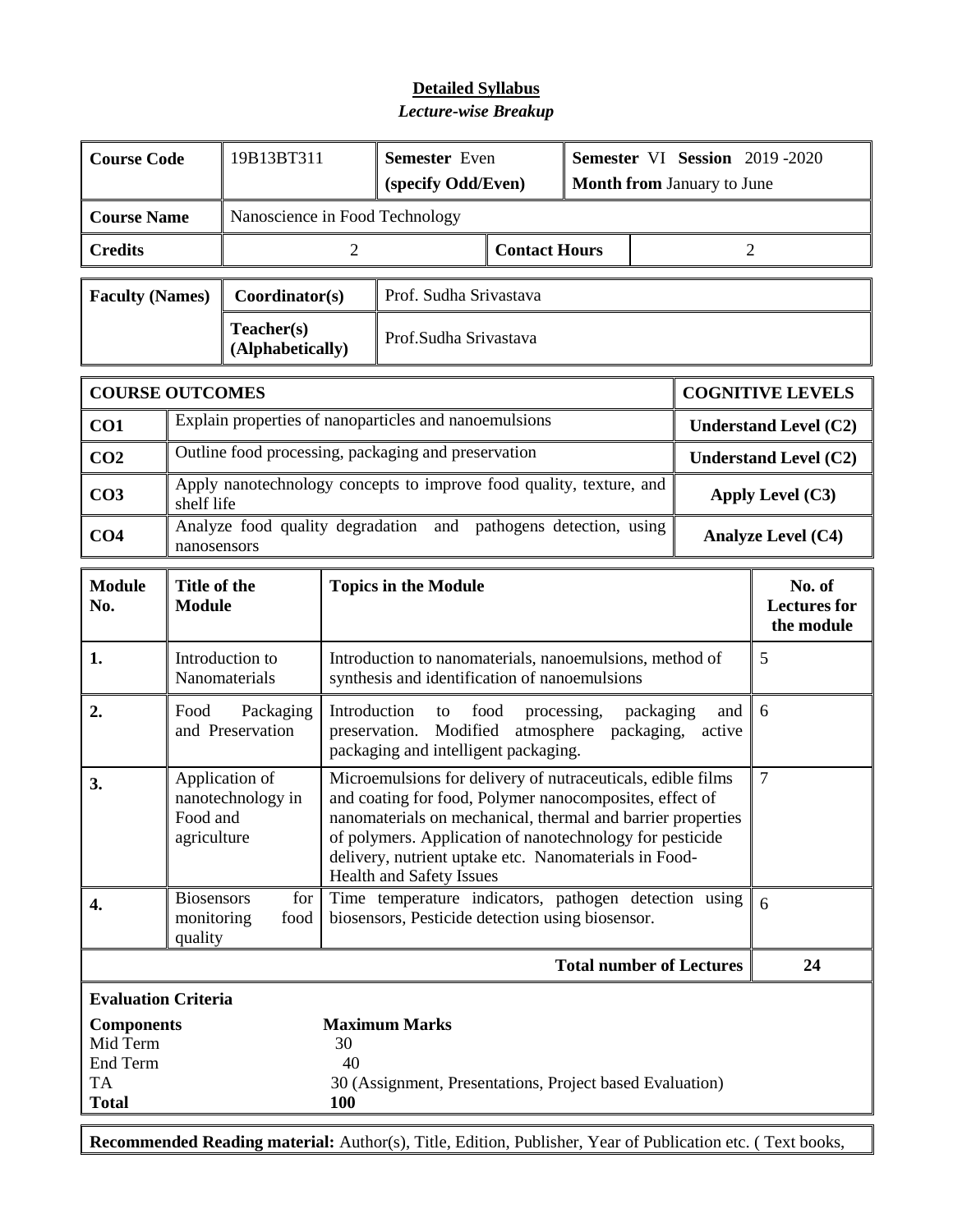## Detailed Syllabus

*Lecture-wise Breakup*

| Course Code | 19B13BT311 | Semester Even (specify Odd/Even) | Semester VI Session 2019 -2020 Month from January to June |
|---|---|---|---|
| Course Name | Nanoscience in Food Technology | | |
| Credits | 2 | Contact Hours | 2 |

| Faculty (Names) | Coordinator(s) | Prof. Sudha Srivastava |
|---|---|---|
| | Teacher(s) (Alphabetically) | Prof.Sudha Srivastava |

| COURSE OUTCOMES | | COGNITIVE LEVELS |
|---|---|---|
| CO1 | Explain properties of nanoparticles and nanoemulsions | Understand Level (C2) |
| CO2 | Outline food processing, packaging and preservation | Understand Level (C2) |
| CO3 | Apply nanotechnology concepts to improve food quality, texture, and shelf life | Apply Level (C3) |
| CO4 | Analyze food quality degradation and pathogens detection, using nanosensors | Analyze Level (C4) |

| Module No. | Title of the Module | Topics in the Module | No. of Lectures for the module |
|---|---|---|---|
| 1. | Introduction to Nanomaterials | Introduction to nanomaterials, nanoemulsions, method of synthesis and identification of nanoemulsions | 5 |
| 2. | Food Packaging and Preservation | Introduction to food processing, packaging and preservation. Modified atmosphere packaging, active packaging and intelligent packaging. | 6 |
| 3. | Application of nanotechnology in Food and agriculture | Microemulsions for delivery of nutraceuticals, edible films and coating for food, Polymer nanocomposites, effect of nanomaterials on mechanical, thermal and barrier properties of polymers. Application of nanotechnology for pesticide delivery, nutrient uptake etc. Nanomaterials in Food-Health and Safety Issues | 7 |
| 4. | Biosensors for monitoring food quality | Time temperature indicators, pathogen detection using biosensors, Pesticide detection using biosensor. | 6 |
| | | **Total number of Lectures** | **24** |

**Evaluation Criteria**

| Components | Maximum Marks |
|---|---|
| Mid Term | 30 |
| End Term | 40 |
| TA | 30 (Assignment, Presentations, Project based Evaluation) |
| **Total** | **100** |

**Recommended Reading material:** Author(s), Title, Edition, Publisher, Year of Publication etc. ( Text books,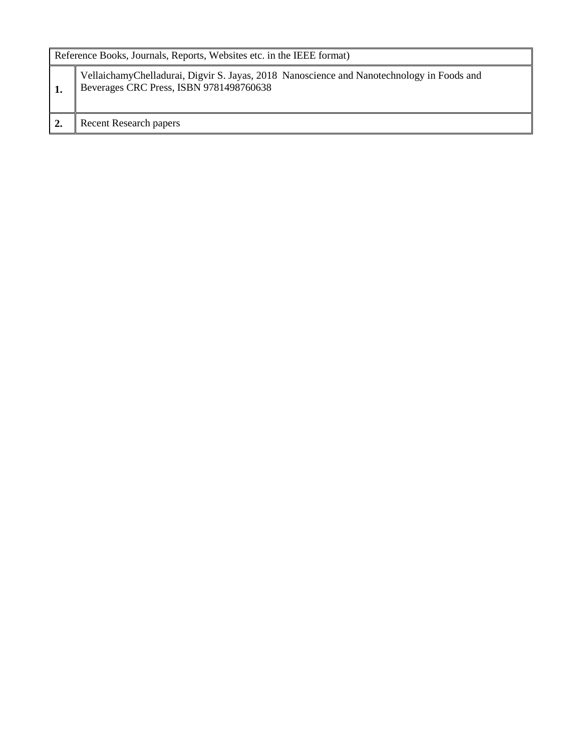| Reference Books, Journals, Reports, Websites etc. in the IEEE format) | |
|---|---|
| **1.** | VellaichamyChelladurai, Digvir S. Jayas, 2018 Nanoscience and Nanotechnology in Foods and Beverages CRC Press, ISBN 9781498760638 |
| **2.** | Recent Research papers |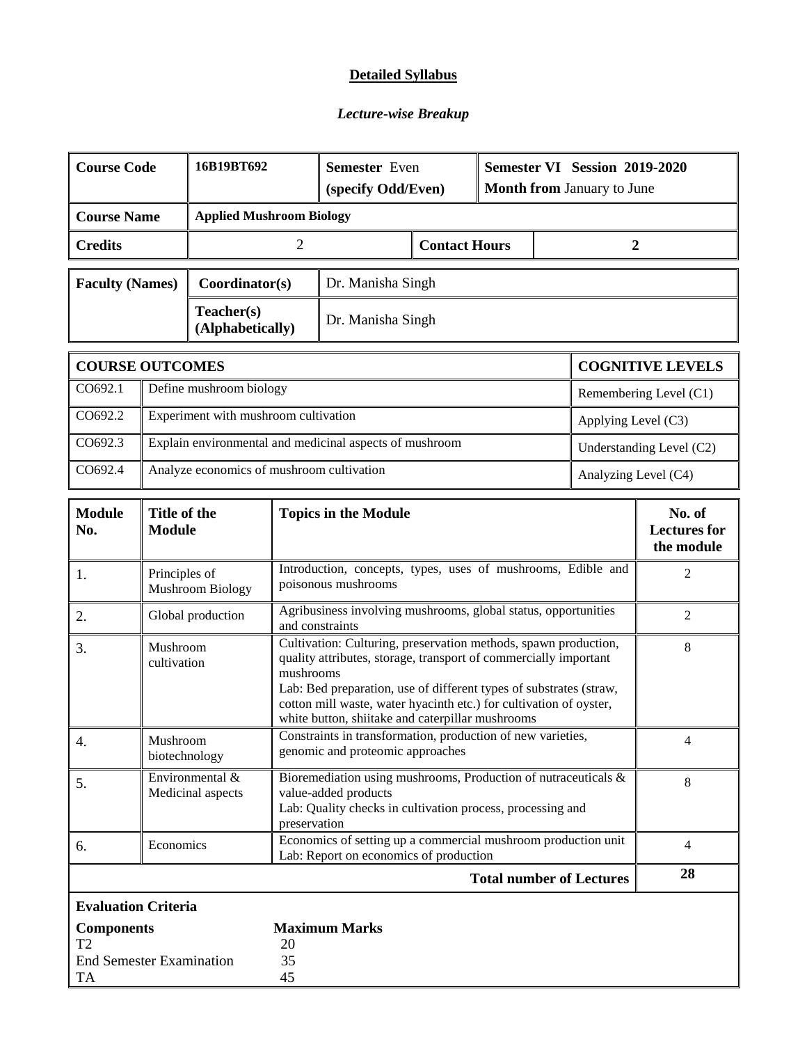**Detailed Syllabus**

***Lecture-wise Breakup***

| **Course Code** | **16B19BT692** | **Semester** Even (specify Odd/Even) | **Semester VI Session 2019-2020** **Month from** January to June |
|---|---|---|---|
| **Course Name** | **Applied Mushroom Biology** | | |
| **Credits** | 2 | **Contact Hours** | 2 |

| **Faculty (Names)** | **Coordinator(s)** | Dr. Manisha Singh |
|---|---|---|
| | **Teacher(s) (Alphabetically)** | Dr. Manisha Singh |

| **COURSE OUTCOMES** | | **COGNITIVE LEVELS** |
|---|---|---|
| CO692.1 | Define mushroom biology | Remembering Level (C1) |
| CO692.2 | Experiment with mushroom cultivation | Applying Level (C3) |
| CO692.3 | Explain environmental and medicinal aspects of mushroom | Understanding Level (C2) |
| CO692.4 | Analyze economics of mushroom cultivation | Analyzing Level (C4) |

| **Module No.** | **Title of the Module** | **Topics in the Module** | **No. of Lectures for the module** |
|---|---|---|---|
| 1. | Principles of Mushroom Biology | Introduction, concepts, types, uses of mushrooms, Edible and poisonous mushrooms | 2 |
| 2. | Global production | Agribusiness involving mushrooms, global status, opportunities and constraints | 2 |
| 3. | Mushroom cultivation | Cultivation: Culturing, preservation methods, spawn production, quality attributes, storage, transport of commercially important mushrooms<br>Lab: Bed preparation, use of different types of substrates (straw, cotton mill waste, water hyacinth etc.) for cultivation of oyster, white button, shiitake and caterpillar mushrooms | 8 |
| 4. | Mushroom biotechnology | Constraints in transformation, production of new varieties, genomic and proteomic approaches | 4 |
| 5. | Environmental & Medicinal aspects | Bioremediation using mushrooms, Production of nutraceuticals & value-added products<br>Lab: Quality checks in cultivation process, processing and preservation | 8 |
| 6. | Economics | Economics of setting up a commercial mushroom production unit<br>Lab: Report on economics of production | 4 |
| | | **Total number of Lectures** | **28** |

**Evaluation Criteria**

| **Components** | **Maximum Marks** |
|---|---|
| T2 | 20 |
| End Semester Examination | 35 |
| TA | 45 |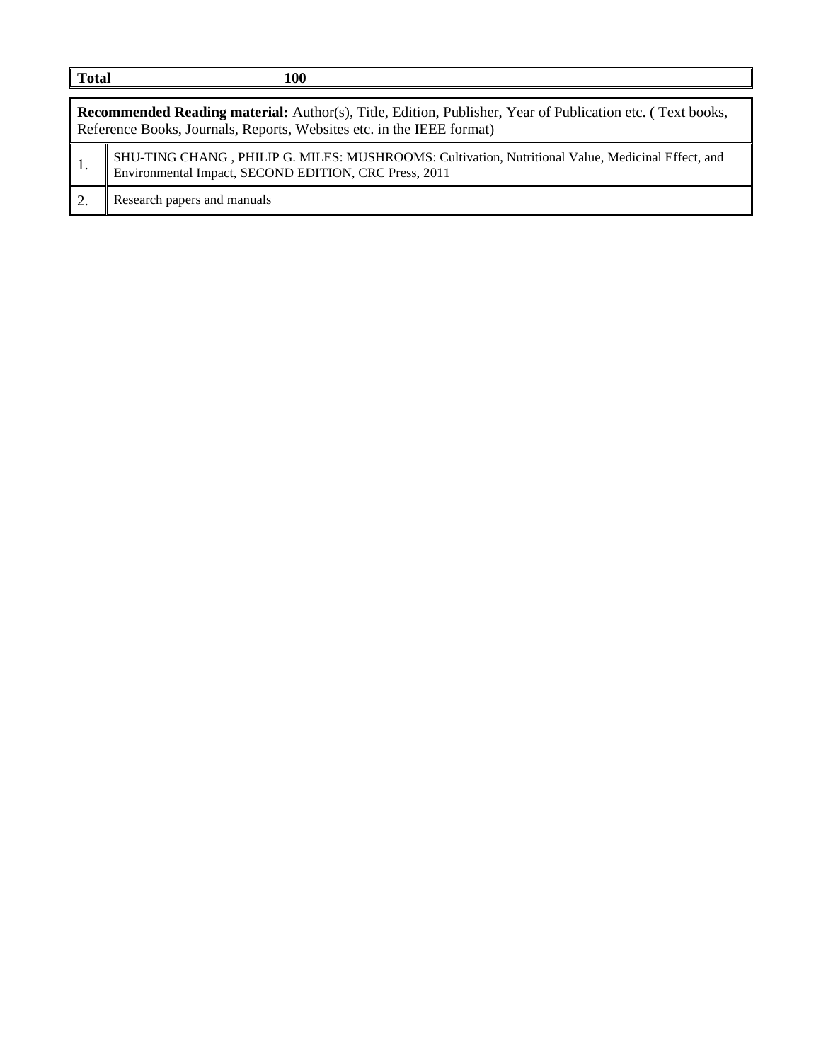| **Total** | **100** |
|---|---|

| **Recommended Reading material:** Author(s), Title, Edition, Publisher, Year of Publication etc. ( Text books, Reference Books, Journals, Reports, Websites etc. in the IEEE format) | |
|---|---|
| 1. | SHU-TING CHANG , PHILIP G. MILES: MUSHROOMS: Cultivation, Nutritional Value, Medicinal Effect, and Environmental Impact, SECOND EDITION, CRC Press, 2011 |
| 2. | Research papers and manuals |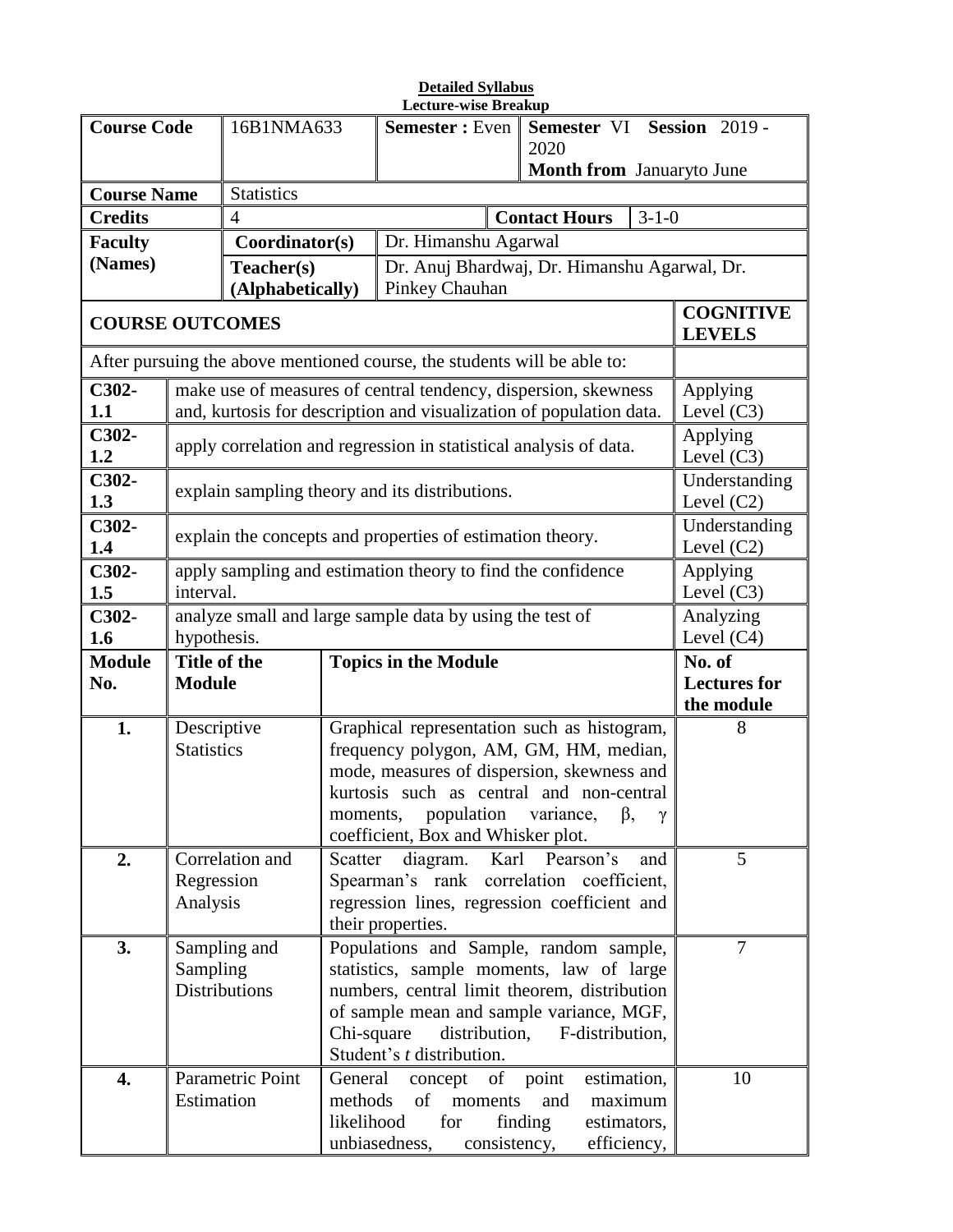**Detailed Syllabus**
**Lecture-wise Breakup**

| **Course Code** | 16B1NMA633 | **Semester :** Even | **Semester** VI **Session** 2019 - 2020 **Month from** Januaryto June |
|---|---|---|---|
| **Course Name** | Statistics | | |
| **Credits** | 4 | **Contact Hours** | 3-1-0 |
| **Faculty (Names)** | **Coordinator(s)** | Dr. Himanshu Agarwal | |
| | **Teacher(s) (Alphabetically)** | Dr. Anuj Bhardwaj, Dr. Himanshu Agarwal, Dr. Pinkey Chauhan | |

| **COURSE OUTCOMES** | | **COGNITIVE LEVELS** |
|---|---|---|
| After pursuing the above mentioned course, the students will be able to: | | |
| **C302-1.1** | make use of measures of central tendency, dispersion, skewness and, kurtosis for description and visualization of population data. | Applying Level (C3) |
| **C302-1.2** | apply correlation and regression in statistical analysis of data. | Applying Level (C3) |
| **C302-1.3** | explain sampling theory and its distributions. | Understanding Level (C2) |
| **C302-1.4** | explain the concepts and properties of estimation theory. | Understanding Level (C2) |
| **C302-1.5** | apply sampling and estimation theory to find the confidence interval. | Applying Level (C3) |
| **C302-1.6** | analyze small and large sample data by using the test of hypothesis. | Analyzing Level (C4) |

| **Module No.** | **Title of the Module** | **Topics in the Module** | **No. of Lectures for the module** |
|---|---|---|---|
| **1.** | Descriptive Statistics | Graphical representation such as histogram, frequency polygon, AM, GM, HM, median, mode, measures of dispersion, skewness and kurtosis such as central and non-central moments, population variance, $\beta$, $\gamma$ coefficient, Box and Whisker plot. | 8 |
| **2.** | Correlation and Regression Analysis | Scatter diagram. Karl Pearson's and Spearman's rank correlation coefficient, regression lines, regression coefficient and their properties. | 5 |
| **3.** | Sampling and Sampling Distributions | Populations and Sample, random sample, statistics, sample moments, law of large numbers, central limit theorem, distribution of sample mean and sample variance, MGF, Chi-square distribution, F-distribution, Student's *t* distribution. | 7 |
| **4.** | Parametric Point Estimation | General concept of point estimation, methods of moments and maximum likelihood for finding estimators, unbiasedness, consistency, efficiency, | 10 |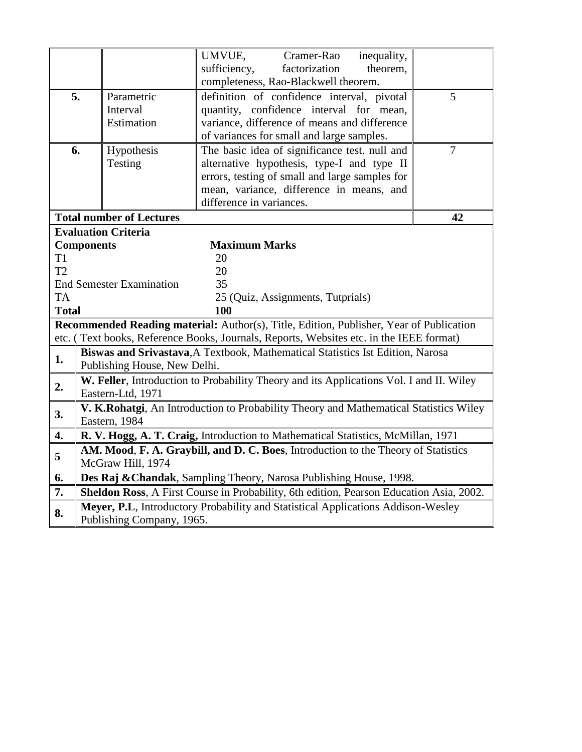| | | | |
|---|---|---|---|
| | | UMVUE, Cramer-Rao inequality, sufficiency, factorization theorem, completeness, Rao-Blackwell theorem. | |
| **5.** | Parametric Interval Estimation | definition of confidence interval, pivotal quantity, confidence interval for mean, variance, difference of means and difference of variances for small and large samples. | 5 |
| **6.** | Hypothesis Testing | The basic idea of significance test. null and alternative hypothesis, type-I and type II errors, testing of small and large samples for mean, variance, difference in means, and difference in variances. | 7 |
| **Total number of Lectures** | | | **42** |

**Evaluation Criteria**

| **Components** | **Maximum Marks** |
|---|---|
| T1 | 20 |
| T2 | 20 |
| End Semester Examination | 35 |
| TA | 25 (Quiz, Assignments, Tutprials) |
| **Total** | **100** |

**Recommended Reading material:** Author(s), Title, Edition, Publisher, Year of Publication etc. ( Text books, Reference Books, Journals, Reports, Websites etc. in the IEEE format)

| | |
|---|---|
| **1.** | **Biswas and Srivastava**,A Textbook, Mathematical Statistics Ist Edition, Narosa Publishing House, New Delhi. |
| **2.** | **W. Feller**, Introduction to Probability Theory and its Applications Vol. I and II. Wiley Eastern-Ltd, 1971 |
| **3.** | **V. K.Rohatgi**, An Introduction to Probability Theory and Mathematical Statistics Wiley Eastern, 1984 |
| **4.** | **R. V. Hogg, A. T. Craig,** Introduction to Mathematical Statistics, McMillan, 1971 |
| **5** | **AM. Mood**, **F. A. Graybill, and D. C. Boes**, Introduction to the Theory of Statistics McGraw Hill, 1974 |
| **6.** | **Des Raj &Chandak**, Sampling Theory, Narosa Publishing House, 1998. |
| **7.** | **Sheldon Ross**, A First Course in Probability, 6th edition, Pearson Education Asia, 2002. |
| **8.** | **Meyer, P.L**, Introductory Probability and Statistical Applications Addison-Wesley Publishing Company, 1965. |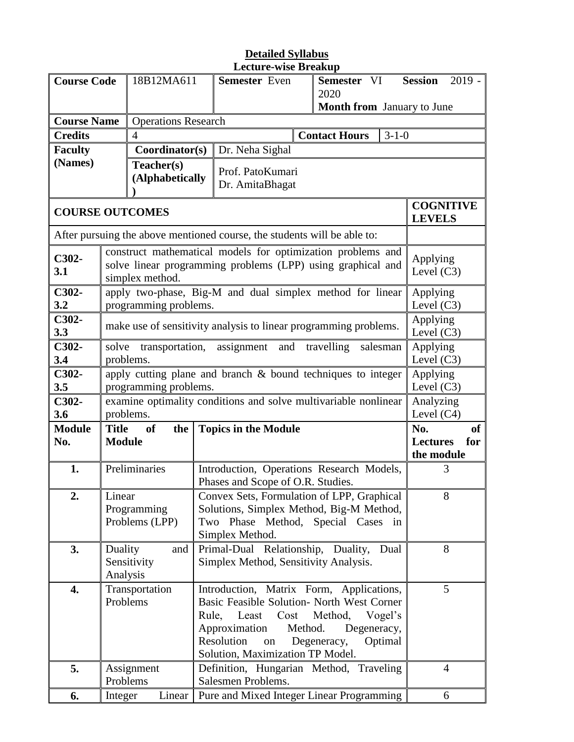**Detailed Syllabus**

**Lecture-wise Breakup**

| **Course Code** | 18B12MA611 | **Semester** Even | **Semester** VI **Session** 2019 - 2020 **Month from** January to June |
|---|---|---|---|
| **Course Name** | Operations Research | | |
| **Credits** | 4 | **Contact Hours** | 3-1-0 |
| **Faculty (Names)** | **Coordinator(s)** | Dr. Neha Sighal | |
| | **Teacher(s) (Alphabetically)** | Prof. PatoKumari<br>Dr. AmitaBhagat | |

| **COURSE OUTCOMES** | | **COGNITIVE LEVELS** |
|---|---|---|
| After pursuing the above mentioned course, the students will be able to: | | |
| **C302-3.1** | construct mathematical models for optimization problems and solve linear programming problems (LPP) using graphical and simplex method. | Applying Level (C3) |
| **C302-3.2** | apply two-phase, Big-M and dual simplex method for linear programming problems. | Applying Level (C3) |
| **C302-3.3** | make use of sensitivity analysis to linear programming problems. | Applying Level (C3) |
| **C302-3.4** | solve transportation, assignment and travelling salesman problems. | Applying Level (C3) |
| **C302-3.5** | apply cutting plane and branch & bound techniques to integer programming problems. | Applying Level (C3) |
| **C302-3.6** | examine optimality conditions and solve multivariable nonlinear problems. | Analyzing Level (C4) |

| **Module No.** | **Title of the Module** | **Topics in the Module** | **No. of Lectures for the module** |
|---|---|---|---|
| **1.** | Preliminaries | Introduction, Operations Research Models, Phases and Scope of O.R. Studies. | 3 |
| **2.** | Linear Programming Problems (LPP) | Convex Sets, Formulation of LPP, Graphical Solutions, Simplex Method, Big-M Method, Two Phase Method, Special Cases in Simplex Method. | 8 |
| **3.** | Duality and Sensitivity Analysis | Primal-Dual Relationship, Duality, Dual Simplex Method, Sensitivity Analysis. | 8 |
| **4.** | Transportation Problems | Introduction, Matrix Form, Applications, Basic Feasible Solution- North West Corner Rule, Least Cost Method, Vogel's Approximation Method. Degeneracy, Resolution on Degeneracy, Optimal Solution, Maximization TP Model. | 5 |
| **5.** | Assignment Problems | Definition, Hungarian Method, Traveling Salesmen Problems. | 4 |
| **6.** | Integer Linear | Pure and Mixed Integer Linear Programming | 6 |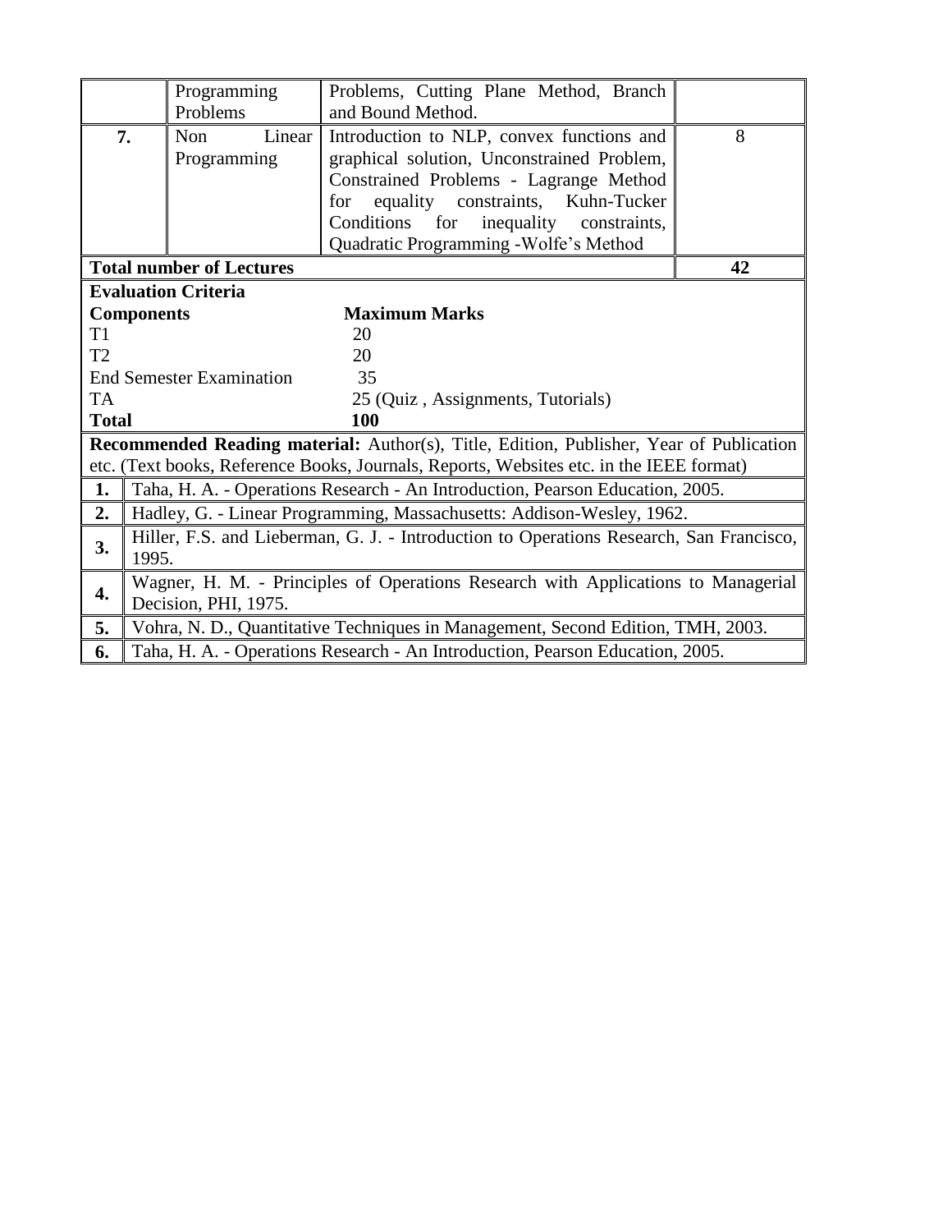|  | Programming Problems | Problems, Cutting Plane Method, Branch and Bound Method. |  |
|---|---|---|---|
| **7.** | Non Linear Programming | Introduction to NLP, convex functions and graphical solution, Unconstrained Problem, Constrained Problems - Lagrange Method for equality constraints, Kuhn-Tucker Conditions for inequality constraints, Quadratic Programming -Wolfe's Method | 8 |
| **Total number of Lectures** | | | **42** |

**Evaluation Criteria**

| **Components** | **Maximum Marks** |
|---|---|
| T1 | 20 |
| T2 | 20 |
| End Semester Examination | 35 |
| TA | 25 (Quiz , Assignments, Tutorials) |
| **Total** | **100** |

**Recommended Reading material:** Author(s), Title, Edition, Publisher, Year of Publication etc. (Text books, Reference Books, Journals, Reports, Websites etc. in the IEEE format)

| | |
|---|---|
| **1.** | Taha, H. A. - Operations Research - An Introduction, Pearson Education, 2005. |
| **2.** | Hadley, G. - Linear Programming, Massachusetts: Addison-Wesley, 1962. |
| **3.** | Hiller, F.S. and Lieberman, G. J. - Introduction to Operations Research, San Francisco, 1995. |
| **4.** | Wagner, H. M. - Principles of Operations Research with Applications to Managerial Decision, PHI, 1975. |
| **5.** | Vohra, N. D., Quantitative Techniques in Management, Second Edition, TMH, 2003. |
| **6.** | Taha, H. A. - Operations Research - An Introduction, Pearson Education, 2005. |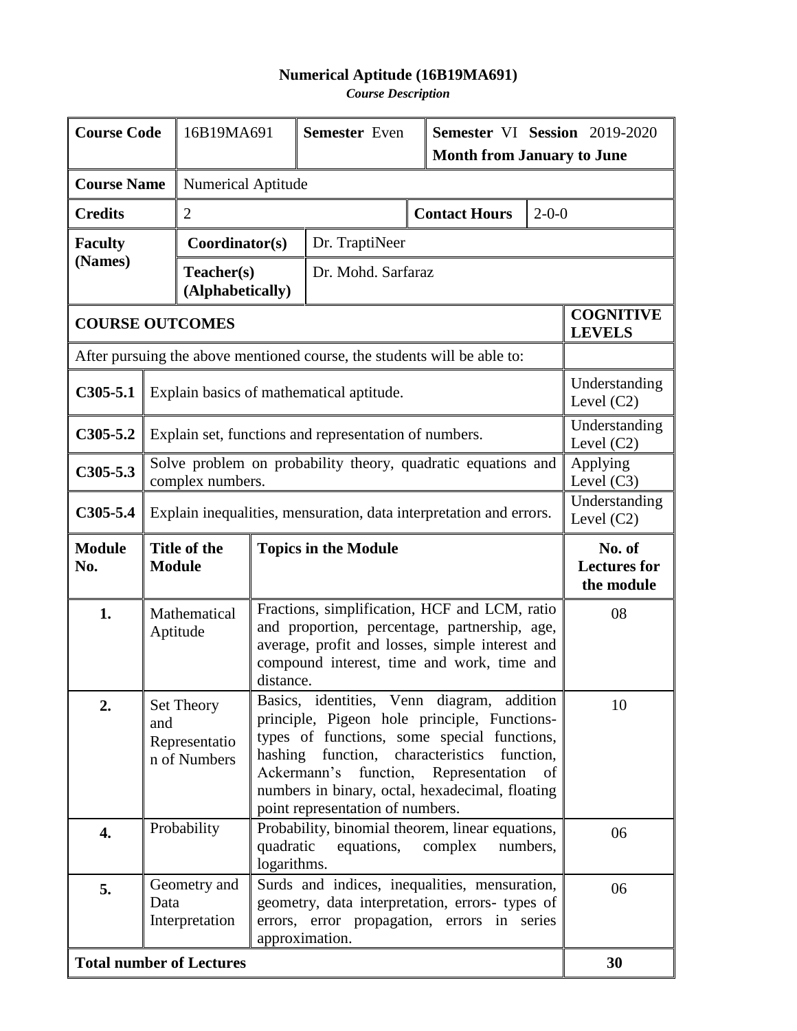# Numerical Aptitude (16B19MA691)

***Course Description***

| **Course Code** | 16B19MA691 | **Semester** Even | **Semester** VI **Session** 2019-2020 **Month from January to June** |
|---|---|---|---|
| **Course Name** | Numerical Aptitude | | |
| **Credits** | 2 | **Contact Hours** | 2-0-0 |
| **Faculty (Names)** | **Coordinator(s)** | Dr. TraptiNeer | |
| | **Teacher(s) (Alphabetically)** | Dr. Mohd. Sarfaraz | |

| **COURSE OUTCOMES** | | **COGNITIVE LEVELS** |
|---|---|---|
| After pursuing the above mentioned course, the students will be able to: | | |
| **C305-5.1** | Explain basics of mathematical aptitude. | Understanding Level (C2) |
| **C305-5.2** | Explain set, functions and representation of numbers. | Understanding Level (C2) |
| **C305-5.3** | Solve problem on probability theory, quadratic equations and complex numbers. | Applying Level (C3) |
| **C305-5.4** | Explain inequalities, mensuration, data interpretation and errors. | Understanding Level (C2) |

| **Module No.** | **Title of the Module** | **Topics in the Module** | **No. of Lectures for the module** |
|---|---|---|---|
| **1.** | Mathematical Aptitude | Fractions, simplification, HCF and LCM, ratio and proportion, percentage, partnership, age, average, profit and losses, simple interest and compound interest, time and work, time and distance. | 08 |
| **2.** | Set Theory and Representation of Numbers | Basics, identities, Venn diagram, addition principle, Pigeon hole principle, Functions-types of functions, some special functions, hashing function, characteristics function, Ackermann's function, Representation of numbers in binary, octal, hexadecimal, floating point representation of numbers. | 10 |
| **4.** | Probability | Probability, binomial theorem, linear equations, quadratic equations, complex numbers, logarithms. | 06 |
| **5.** | Geometry and Data Interpretation | Surds and indices, inequalities, mensuration, geometry, data interpretation, errors- types of errors, error propagation, errors in series approximation. | 06 |
| **Total number of Lectures** | | | **30** |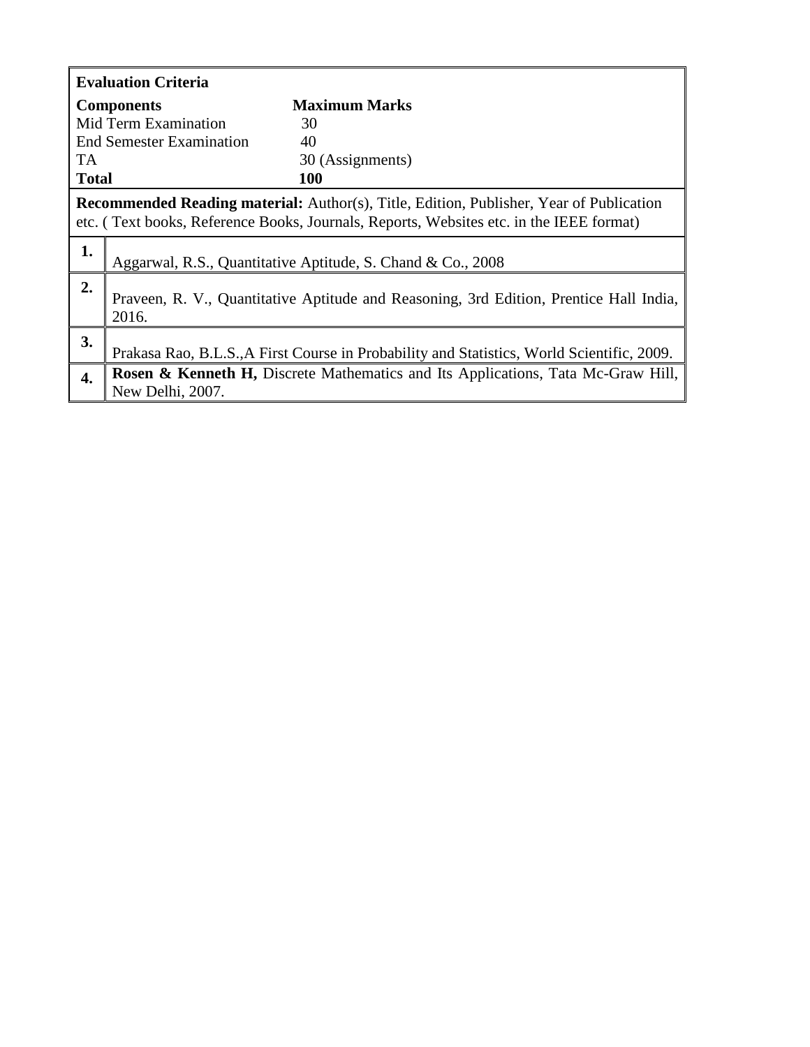**Evaluation Criteria**

| **Components** | **Maximum Marks** |
|---|---|
| Mid Term Examination | 30 |
| End Semester Examination | 40 |
| TA | 30 (Assignments) |
| **Total** | **100** |

**Recommended Reading material:** Author(s), Title, Edition, Publisher, Year of Publication etc. ( Text books, Reference Books, Journals, Reports, Websites etc. in the IEEE format)

| | |
|---|---|
| **1.** | Aggarwal, R.S., Quantitative Aptitude, S. Chand & Co., 2008 |
| **2.** | Praveen, R. V., Quantitative Aptitude and Reasoning, 3rd Edition, Prentice Hall India, 2016. |
| **3.** | Prakasa Rao, B.L.S.,A First Course in Probability and Statistics, World Scientific, 2009. |
| **4.** | **Rosen & Kenneth H,** Discrete Mathematics and Its Applications, Tata Mc-Graw Hill, New Delhi, 2007. |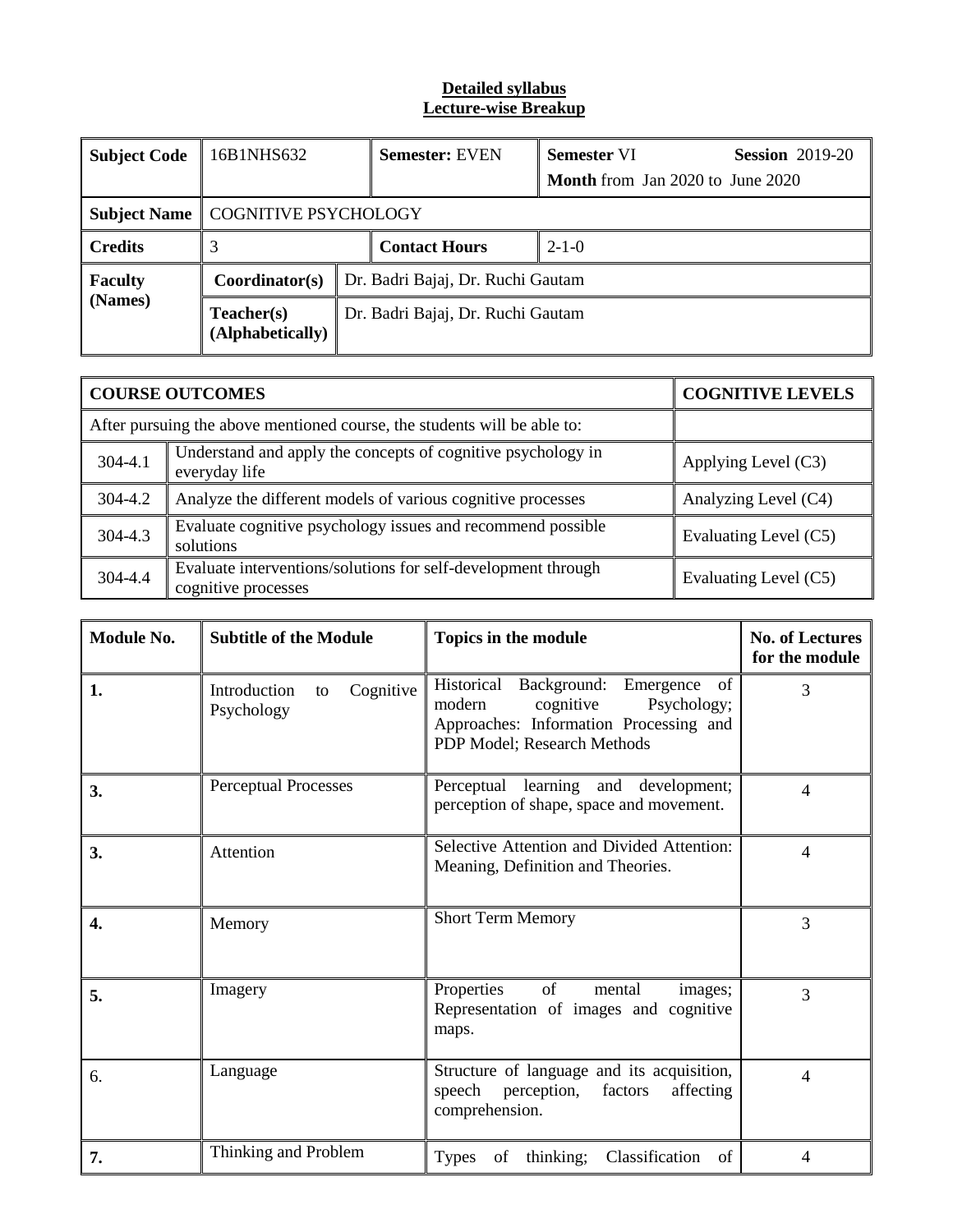**Detailed syllabus**
**Lecture-wise Breakup**

| **Subject Code** | 16B1NHS632 | | **Semester:** EVEN | **Semester** VI **Session** 2019-20 **Month** from Jan 2020 to June 2020 |
|---|---|---|---|---|
| **Subject Name** | COGNITIVE PSYCHOLOGY | | | |
| **Credits** | 3 | | **Contact Hours** | 2-1-0 |
| **Faculty (Names)** | **Coordinator(s)** | Dr. Badri Bajaj, Dr. Ruchi Gautam | | |
| | **Teacher(s) (Alphabetically)** | Dr. Badri Bajaj, Dr. Ruchi Gautam | | |

| **COURSE OUTCOMES** | | **COGNITIVE LEVELS** |
|---|---|---|
| After pursuing the above mentioned course, the students will be able to: | | |
| 304-4.1 | Understand and apply the concepts of cognitive psychology in everyday life | Applying Level (C3) |
| 304-4.2 | Analyze the different models of various cognitive processes | Analyzing Level (C4) |
| 304-4.3 | Evaluate cognitive psychology issues and recommend possible solutions | Evaluating Level (C5) |
| 304-4.4 | Evaluate interventions/solutions for self-development through cognitive processes | Evaluating Level (C5) |

| **Module No.** | **Subtitle of the Module** | **Topics in the module** | **No. of Lectures for the module** |
|---|---|---|---|
| **1.** | Introduction to Cognitive Psychology | Historical Background: Emergence of modern cognitive Psychology; Approaches: Information Processing and PDP Model; Research Methods | 3 |
| **3.** | Perceptual Processes | Perceptual learning and development; perception of shape, space and movement. | 4 |
| **3.** | Attention | Selective Attention and Divided Attention: Meaning, Definition and Theories. | 4 |
| **4.** | Memory | Short Term Memory | 3 |
| **5.** | Imagery | Properties of mental images; Representation of images and cognitive maps. | 3 |
| 6. | Language | Structure of language and its acquisition, speech perception, factors affecting comprehension. | 4 |
| **7.** | Thinking and Problem | Types of thinking; Classification of | 4 |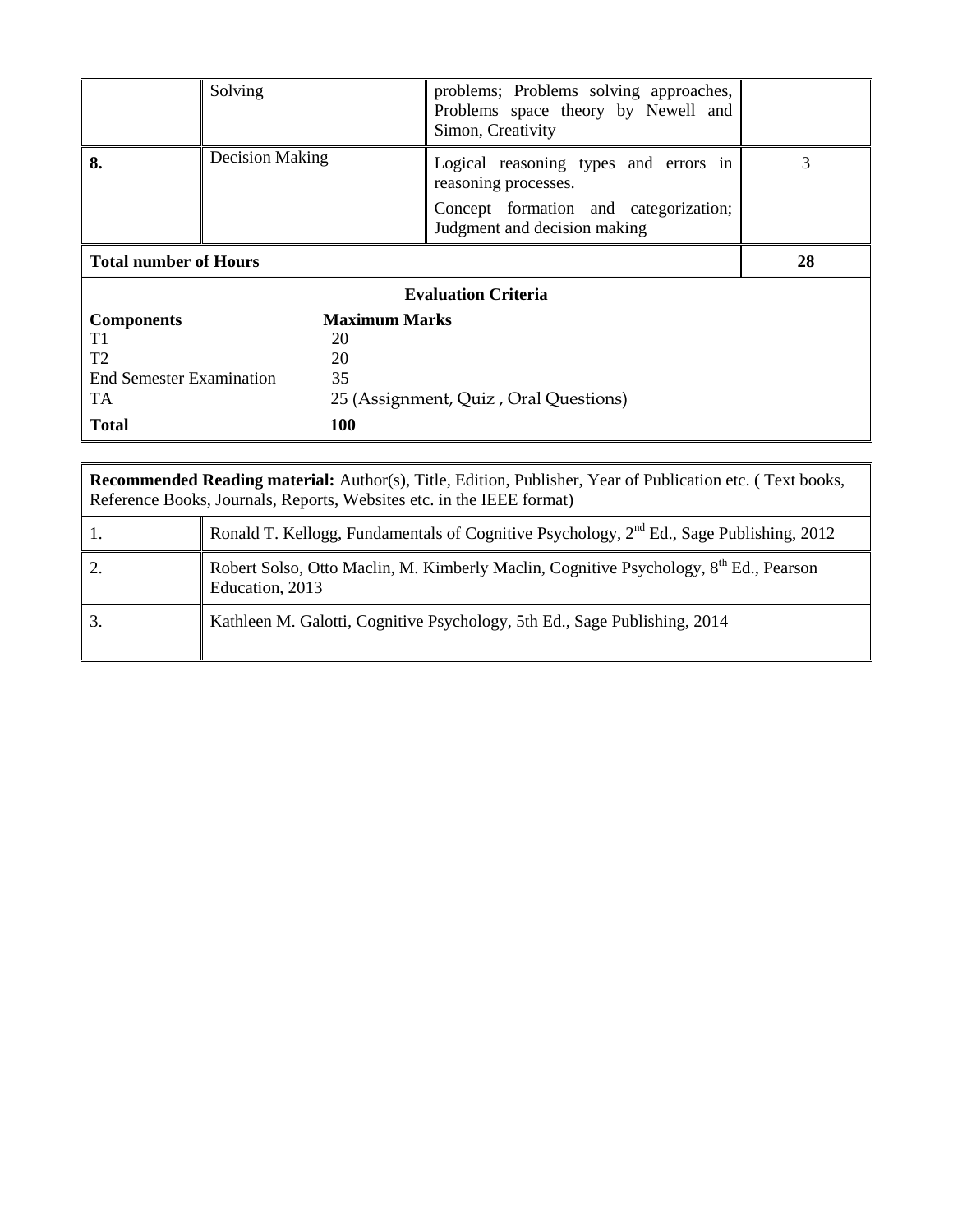| | | | |
|---|---|---|---|
| | Solving | problems; Problems solving approaches, Problems space theory by Newell and Simon, Creativity | |
| **8.** | Decision Making | Logical reasoning types and errors in reasoning processes.<br>Concept formation and categorization; Judgment and decision making | 3 |
| **Total number of Hours** | | | **28** |

**Evaluation Criteria**

| **Components** | **Maximum Marks** |
|---|---|
| T1 | 20 |
| T2 | 20 |
| End Semester Examination | 35 |
| TA | 25 (Assignment, Quiz , Oral Questions) |
| **Total** | **100** |

**Recommended Reading material:** Author(s), Title, Edition, Publisher, Year of Publication etc. ( Text books, Reference Books, Journals, Reports, Websites etc. in the IEEE format)

| | |
|---|---|
| 1. | Ronald T. Kellogg, Fundamentals of Cognitive Psychology, 2nd Ed., Sage Publishing, 2012 |
| 2. | Robert Solso, Otto Maclin, M. Kimberly Maclin, Cognitive Psychology, 8th Ed., Pearson Education, 2013 |
| 3. | Kathleen M. Galotti, Cognitive Psychology, 5th Ed., Sage Publishing, 2014 |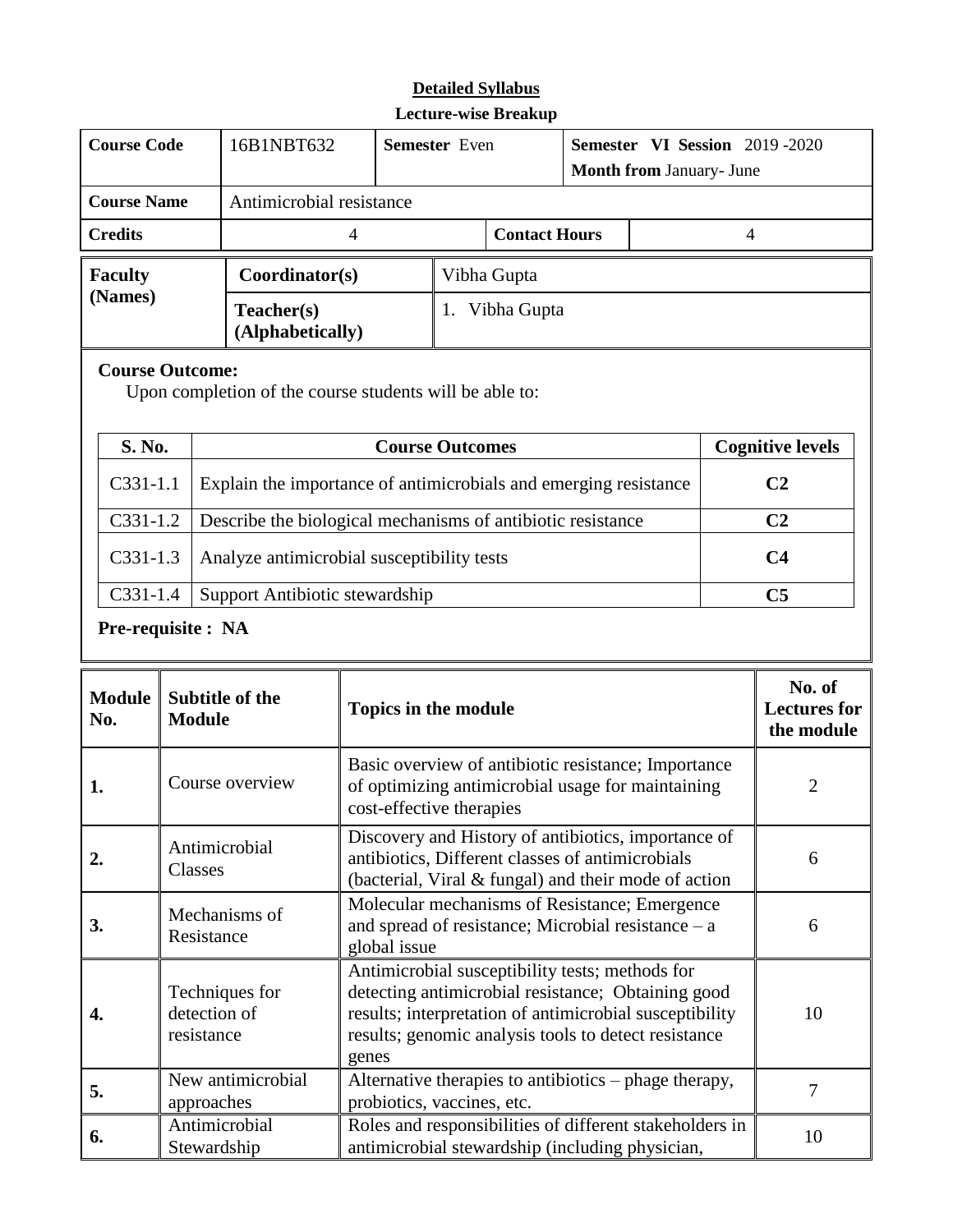**Detailed Syllabus**

**Lecture-wise Breakup**

| Course Code | 16B1NBT632 | Semester Even | Semester VI Session 2019 -2020<br>Month from January- June |
|---|---|---|---|
| Course Name | Antimicrobial resistance | | |
| Credits | 4 | Contact Hours | 4 |

| Faculty (Names) | Coordinator(s) | Vibha Gupta |
|---|---|---|
| | Teacher(s) (Alphabetically) | 1. Vibha Gupta |

**Course Outcome:**

Upon completion of the course students will be able to:

| S. No. | Course Outcomes | Cognitive levels |
|---|---|---|
| C331-1.1 | Explain the importance of antimicrobials and emerging resistance | C2 |
| C331-1.2 | Describe the biological mechanisms of antibiotic resistance | C2 |
| C331-1.3 | Analyze antimicrobial susceptibility tests | C4 |
| C331-1.4 | Support Antibiotic stewardship | C5 |

**Pre-requisite : NA**

| Module No. | Subtitle of the Module | Topics in the module | No. of Lectures for the module |
|---|---|---|---|
| 1. | Course overview | Basic overview of antibiotic resistance; Importance of optimizing antimicrobial usage for maintaining cost-effective therapies | 2 |
| 2. | Antimicrobial Classes | Discovery and History of antibiotics, importance of antibiotics, Different classes of antimicrobials (bacterial, Viral & fungal) and their mode of action | 6 |
| 3. | Mechanisms of Resistance | Molecular mechanisms of Resistance; Emergence and spread of resistance; Microbial resistance – a global issue | 6 |
| 4. | Techniques for detection of resistance | Antimicrobial susceptibility tests; methods for detecting antimicrobial resistance; Obtaining good results; interpretation of antimicrobial susceptibility results; genomic analysis tools to detect resistance genes | 10 |
| 5. | New antimicrobial approaches | Alternative therapies to antibiotics – phage therapy, probiotics, vaccines, etc. | 7 |
| 6. | Antimicrobial Stewardship | Roles and responsibilities of different stakeholders in antimicrobial stewardship (including physician, | 10 |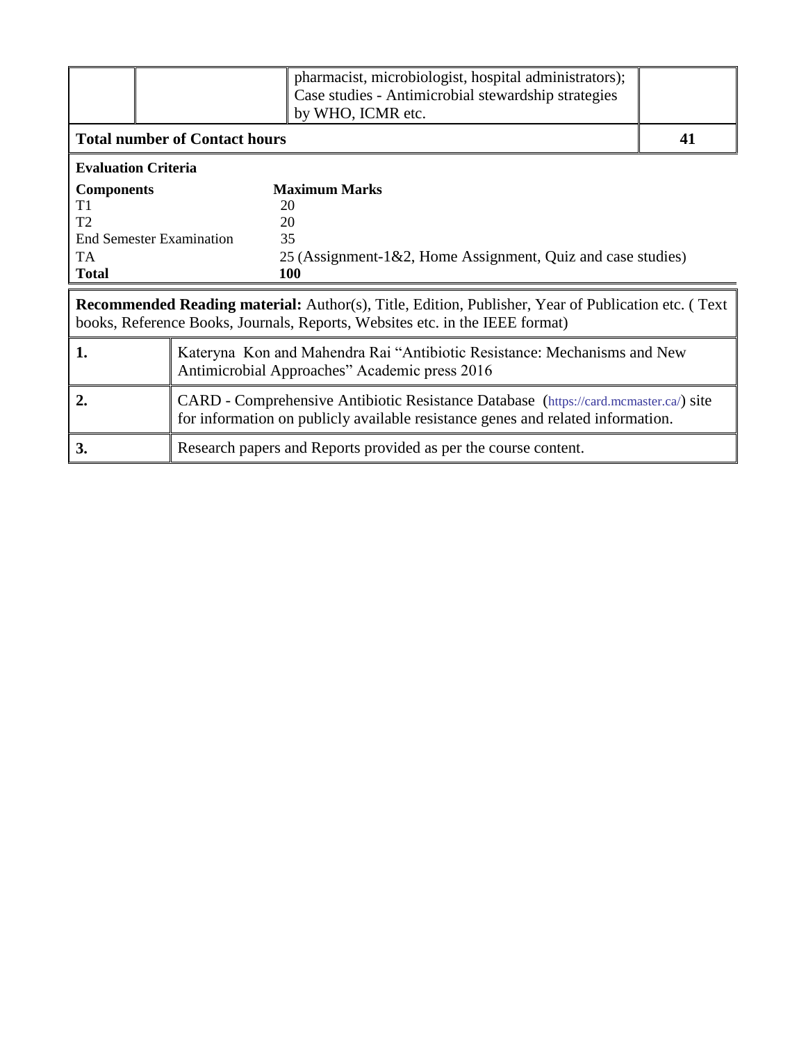| | | | |
|---|---|---|---|
| | | pharmacist, microbiologist, hospital administrators); Case studies - Antimicrobial stewardship strategies by WHO, ICMR etc. | |
| **Total number of Contact hours** | | | **41** |

**Evaluation Criteria**

| **Components** | **Maximum Marks** |
|---|---|
| T1 | 20 |
| T2 | 20 |
| End Semester Examination | 35 |
| TA | 25 (Assignment-1&2, Home Assignment, Quiz and case studies) |
| **Total** | **100** |

**Recommended Reading material:** Author(s), Title, Edition, Publisher, Year of Publication etc. ( Text books, Reference Books, Journals, Reports, Websites etc. in the IEEE format)

| | |
|---|---|
| **1.** | Kateryna Kon and Mahendra Rai "Antibiotic Resistance: Mechanisms and New Antimicrobial Approaches" Academic press 2016 |
| **2.** | CARD - Comprehensive Antibiotic Resistance Database (https://card.mcmaster.ca/) site for information on publicly available resistance genes and related information. |
| **3.** | Research papers and Reports provided as per the course content. |